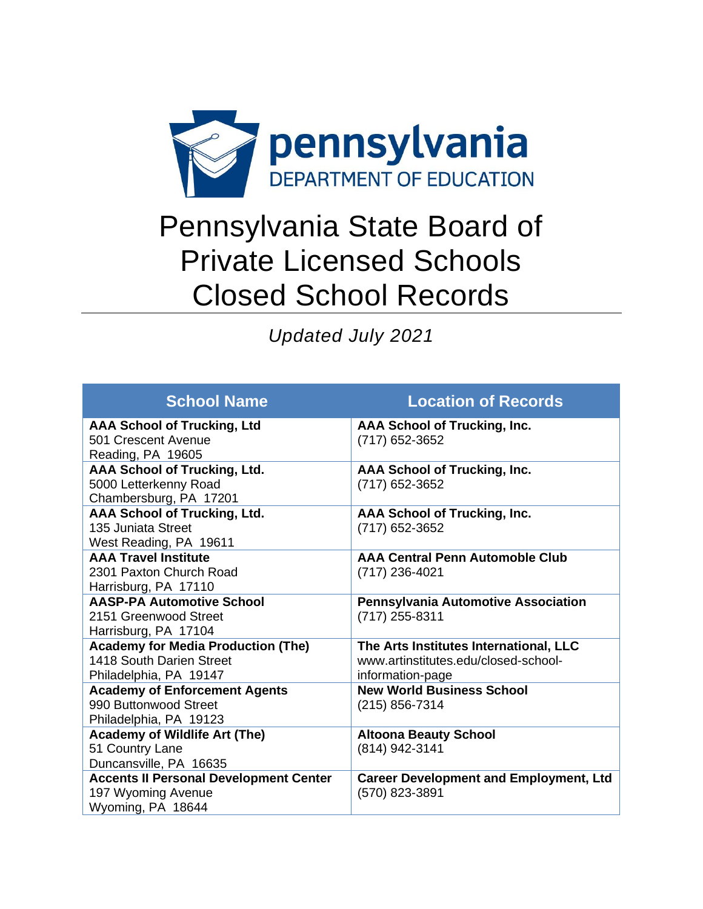pennsylvania
DEPARTMENT OF EDUCATION

# Pennsylvania State Board of Private Licensed Schools Closed School Records

*Updated July 2021*

| School Name | Location of Records |
| --- | --- |
| **AAA School of Trucking, Ltd**<br>501 Crescent Avenue<br>Reading, PA 19605 | **AAA School of Trucking, Inc.**<br>(717) 652-3652 |
| **AAA School of Trucking, Ltd.**<br>5000 Letterkenny Road<br>Chambersburg, PA 17201 | **AAA School of Trucking, Inc.**<br>(717) 652-3652 |
| **AAA School of Trucking, Ltd.**<br>135 Juniata Street<br>West Reading, PA 19611 | **AAA School of Trucking, Inc.**<br>(717) 652-3652 |
| **AAA Travel Institute**<br>2301 Paxton Church Road<br>Harrisburg, PA 17110 | **AAA Central Penn Automoble Club**<br>(717) 236-4021 |
| **AASP-PA Automotive School**<br>2151 Greenwood Street<br>Harrisburg, PA 17104 | **Pennsylvania Automotive Association**<br>(717) 255-8311 |
| **Academy for Media Production (The)**<br>1418 South Darien Street<br>Philadelphia, PA 19147 | **The Arts Institutes International, LLC**<br>www.artinstitutes.edu/closed-school-information-page |
| **Academy of Enforcement Agents**<br>990 Buttonwood Street<br>Philadelphia, PA 19123 | **New World Business School**<br>(215) 856-7314 |
| **Academy of Wildlife Art (The)**<br>51 Country Lane<br>Duncansville, PA 16635 | **Altoona Beauty School**<br>(814) 942-3141 |
| **Accents II Personal Development Center**<br>197 Wyoming Avenue<br>Wyoming, PA 18644 | **Career Development and Employment, Ltd**<br>(570) 823-3891 |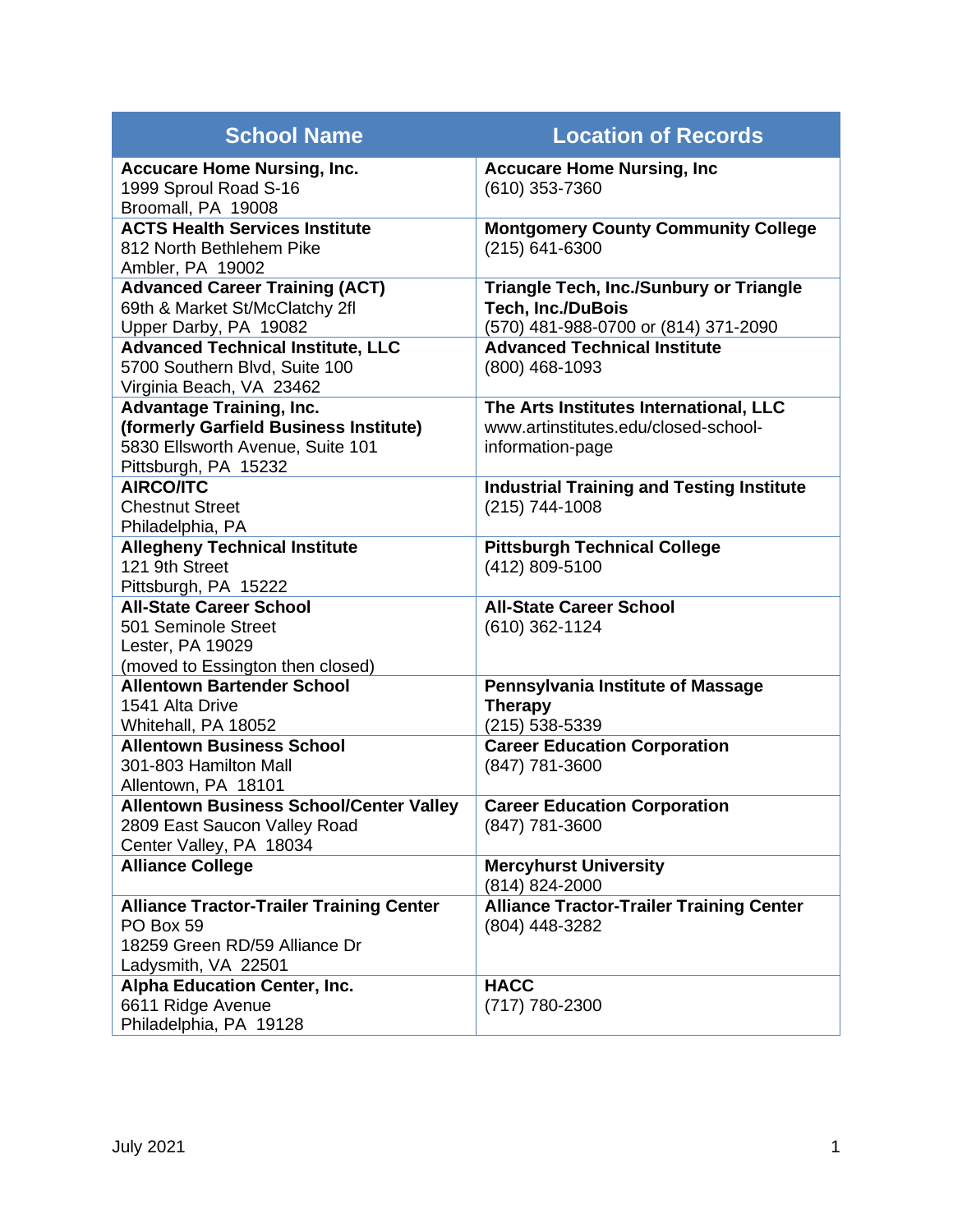| School Name | Location of Records |
|---|---|
| **Accucare Home Nursing, Inc.**<br>1999 Sproul Road S-16<br>Broomall, PA 19008 | **Accucare Home Nursing, Inc**<br>(610) 353-7360 |
| **ACTS Health Services Institute**<br>812 North Bethlehem Pike<br>Ambler, PA 19002 | **Montgomery County Community College**<br>(215) 641-6300 |
| **Advanced Career Training (ACT)**<br>69th & Market St/McClatchy 2fl<br>Upper Darby, PA 19082 | **Triangle Tech, Inc./Sunbury or Triangle Tech, Inc./DuBois**<br>(570) 481-988-0700 or (814) 371-2090 |
| **Advanced Technical Institute, LLC**<br>5700 Southern Blvd, Suite 100<br>Virginia Beach, VA 23462 | **Advanced Technical Institute**<br>(800) 468-1093 |
| **Advantage Training, Inc. (formerly Garfield Business Institute)**<br>5830 Ellsworth Avenue, Suite 101<br>Pittsburgh, PA 15232 | **The Arts Institutes International, LLC**<br>www.artinstitutes.edu/closed-school-information-page |
| **AIRCO/ITC**<br>Chestnut Street<br>Philadelphia, PA | **Industrial Training and Testing Institute**<br>(215) 744-1008 |
| **Allegheny Technical Institute**<br>121 9th Street<br>Pittsburgh, PA 15222 | **Pittsburgh Technical College**<br>(412) 809-5100 |
| **All-State Career School**<br>501 Seminole Street<br>Lester, PA 19029<br>(moved to Essington then closed) | **All-State Career School**<br>(610) 362-1124 |
| **Allentown Bartender School**<br>1541 Alta Drive<br>Whitehall, PA 18052 | **Pennsylvania Institute of Massage Therapy**<br>(215) 538-5339 |
| **Allentown Business School**<br>301-803 Hamilton Mall<br>Allentown, PA 18101 | **Career Education Corporation**<br>(847) 781-3600 |
| **Allentown Business School/Center Valley**<br>2809 East Saucon Valley Road<br>Center Valley, PA 18034 | **Career Education Corporation**<br>(847) 781-3600 |
| **Alliance College** | **Mercyhurst University**<br>(814) 824-2000 |
| **Alliance Tractor-Trailer Training Center**<br>PO Box 59<br>18259 Green RD/59 Alliance Dr<br>Ladysmith, VA 22501 | **Alliance Tractor-Trailer Training Center**<br>(804) 448-3282 |
| **Alpha Education Center, Inc.**<br>6611 Ridge Avenue<br>Philadelphia, PA 19128 | **HACC**<br>(717) 780-2300 |

July 2021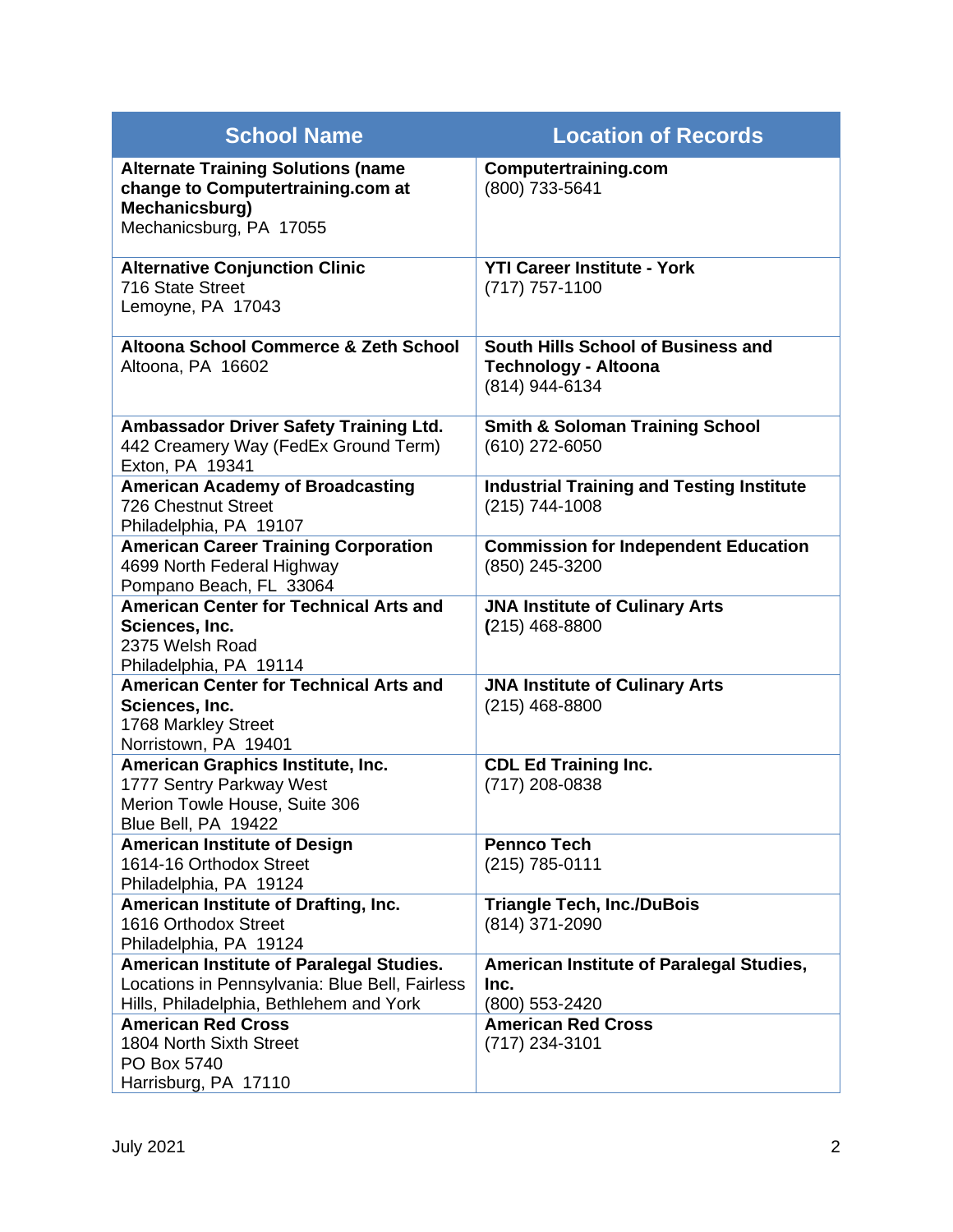| School Name | Location of Records |
|---|---|
| **Alternate Training Solutions (name change to Computertraining.com at Mechanicsburg)**<br>Mechanicsburg, PA 17055 | **Computertraining.com**<br>(800) 733-5641 |
| **Alternative Conjunction Clinic**<br>716 State Street<br>Lemoyne, PA 17043 | **YTI Career Institute - York**<br>(717) 757-1100 |
| **Altoona School Commerce & Zeth School**<br>Altoona, PA 16602 | **South Hills School of Business and Technology - Altoona**<br>(814) 944-6134 |
| **Ambassador Driver Safety Training Ltd.**<br>442 Creamery Way (FedEx Ground Term)<br>Exton, PA 19341 | **Smith & Soloman Training School**<br>(610) 272-6050 |
| **American Academy of Broadcasting**<br>726 Chestnut Street<br>Philadelphia, PA 19107 | **Industrial Training and Testing Institute**<br>(215) 744-1008 |
| **American Career Training Corporation**<br>4699 North Federal Highway<br>Pompano Beach, FL 33064 | **Commission for Independent Education**<br>(850) 245-3200 |
| **American Center for Technical Arts and Sciences, Inc.**<br>2375 Welsh Road<br>Philadelphia, PA 19114 | **JNA Institute of Culinary Arts**<br>(215) 468-8800 |
| **American Center for Technical Arts and Sciences, Inc.**<br>1768 Markley Street<br>Norristown, PA 19401 | **JNA Institute of Culinary Arts**<br>(215) 468-8800 |
| **American Graphics Institute, Inc.**<br>1777 Sentry Parkway West<br>Merion Towle House, Suite 306<br>Blue Bell, PA 19422 | **CDL Ed Training Inc.**<br>(717) 208-0838 |
| **American Institute of Design**<br>1614-16 Orthodox Street<br>Philadelphia, PA 19124 | **Pennco Tech**<br>(215) 785-0111 |
| **American Institute of Drafting, Inc.**<br>1616 Orthodox Street<br>Philadelphia, PA 19124 | **Triangle Tech, Inc./DuBois**<br>(814) 371-2090 |
| **American Institute of Paralegal Studies.**<br>Locations in Pennsylvania: Blue Bell, Fairless Hills, Philadelphia, Bethlehem and York | **American Institute of Paralegal Studies, Inc.**<br>(800) 553-2420 |
| **American Red Cross**<br>1804 North Sixth Street<br>PO Box 5740<br>Harrisburg, PA 17110 | **American Red Cross**<br>(717) 234-3101 |

July 2021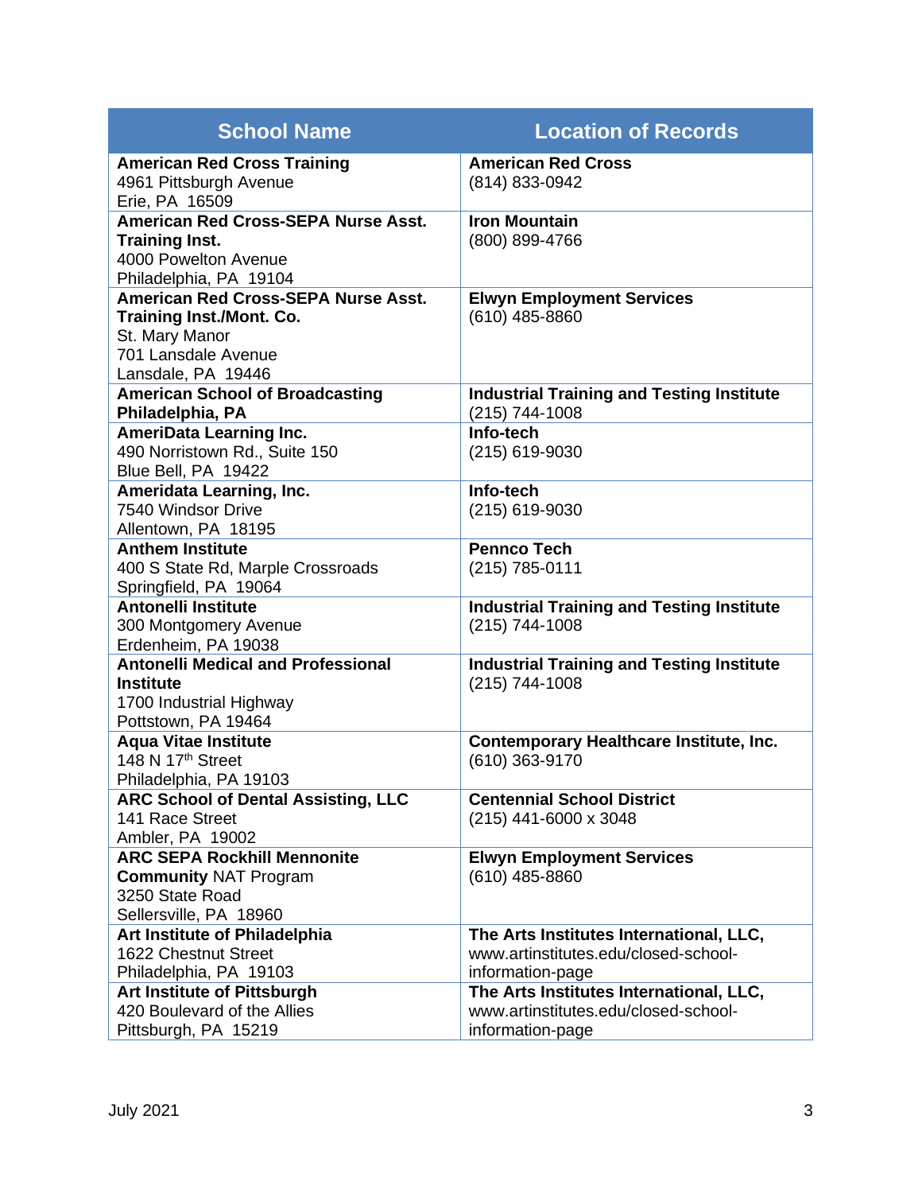| School Name | Location of Records |
|---|---|
| **American Red Cross Training**<br>4961 Pittsburgh Avenue<br>Erie, PA 16509 | **American Red Cross**<br>(814) 833-0942 |
| **American Red Cross-SEPA Nurse Asst. Training Inst.**<br>4000 Powelton Avenue<br>Philadelphia, PA 19104 | **Iron Mountain**<br>(800) 899-4766 |
| **American Red Cross-SEPA Nurse Asst. Training Inst./Mont. Co.**<br>St. Mary Manor<br>701 Lansdale Avenue<br>Lansdale, PA 19446 | **Elwyn Employment Services**<br>(610) 485-8860 |
| **American School of Broadcasting Philadelphia, PA** | **Industrial Training and Testing Institute**<br>(215) 744-1008 |
| **AmeriData Learning Inc.**<br>490 Norristown Rd., Suite 150<br>Blue Bell, PA 19422 | **Info-tech**<br>(215) 619-9030 |
| **Ameridata Learning, Inc.**<br>7540 Windsor Drive<br>Allentown, PA 18195 | **Info-tech**<br>(215) 619-9030 |
| **Anthem Institute**<br>400 S State Rd, Marple Crossroads<br>Springfield, PA 19064 | **Pennco Tech**<br>(215) 785-0111 |
| **Antonelli Institute**<br>300 Montgomery Avenue<br>Erdenheim, PA 19038 | **Industrial Training and Testing Institute**<br>(215) 744-1008 |
| **Antonelli Medical and Professional Institute**<br>1700 Industrial Highway<br>Pottstown, PA 19464 | **Industrial Training and Testing Institute**<br>(215) 744-1008 |
| **Aqua Vitae Institute**<br>148 N 17th Street<br>Philadelphia, PA 19103 | **Contemporary Healthcare Institute, Inc.**<br>(610) 363-9170 |
| **ARC School of Dental Assisting, LLC**<br>141 Race Street<br>Ambler, PA 19002 | **Centennial School District**<br>(215) 441-6000 x 3048 |
| **ARC SEPA Rockhill Mennonite Community** NAT Program<br>3250 State Road<br>Sellersville, PA 18960 | **Elwyn Employment Services**<br>(610) 485-8860 |
| **Art Institute of Philadelphia**<br>1622 Chestnut Street<br>Philadelphia, PA 19103 | **The Arts Institutes International, LLC,**<br>www.artinstitutes.edu/closed-school-information-page |
| **Art Institute of Pittsburgh**<br>420 Boulevard of the Allies<br>Pittsburgh, PA 15219 | **The Arts Institutes International, LLC,**<br>www.artinstitutes.edu/closed-school-information-page |

July 2021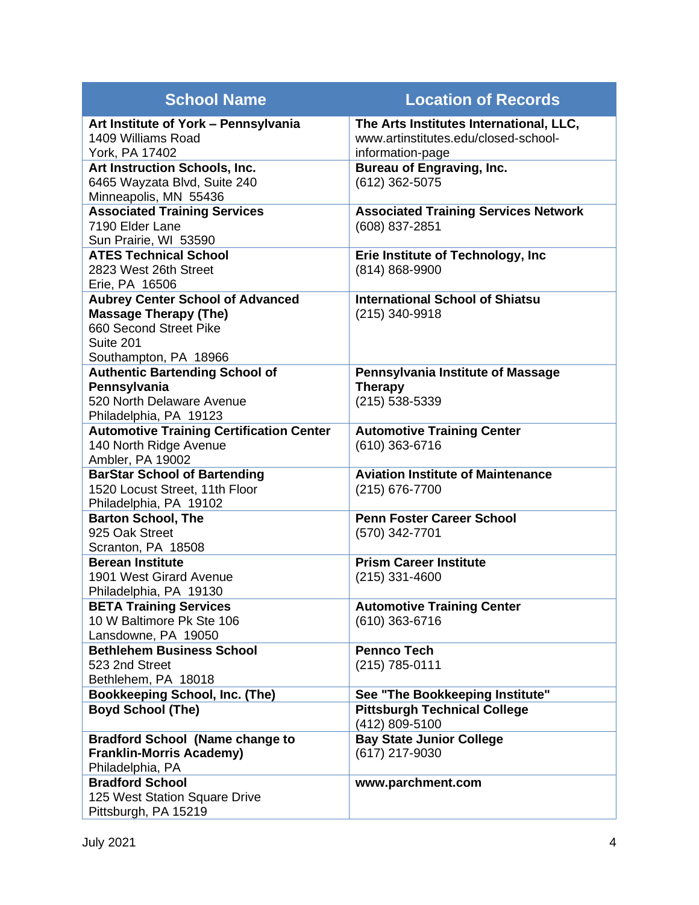| School Name | Location of Records |
|---|---|
| **Art Institute of York – Pennsylvania**<br>1409 Williams Road<br>York, PA 17402 | **The Arts Institutes International, LLC,**<br>www.artinstitutes.edu/closed-school-information-page |
| **Art Instruction Schools, Inc.**<br>6465 Wayzata Blvd, Suite 240<br>Minneapolis, MN 55436 | **Bureau of Engraving, Inc.**<br>(612) 362-5075 |
| **Associated Training Services**<br>7190 Elder Lane<br>Sun Prairie, WI 53590 | **Associated Training Services Network**<br>(608) 837-2851 |
| **ATES Technical School**<br>2823 West 26th Street<br>Erie, PA 16506 | **Erie Institute of Technology, Inc**<br>(814) 868-9900 |
| **Aubrey Center School of Advanced Massage Therapy (The)**<br>660 Second Street Pike<br>Suite 201<br>Southampton, PA 18966 | **International School of Shiatsu**<br>(215) 340-9918 |
| **Authentic Bartending School of Pennsylvania**<br>520 North Delaware Avenue<br>Philadelphia, PA 19123 | **Pennsylvania Institute of Massage Therapy**<br>(215) 538-5339 |
| **Automotive Training Certification Center**<br>140 North Ridge Avenue<br>Ambler, PA 19002 | **Automotive Training Center**<br>(610) 363-6716 |
| **BarStar School of Bartending**<br>1520 Locust Street, 11th Floor<br>Philadelphia, PA 19102 | **Aviation Institute of Maintenance**<br>(215) 676-7700 |
| **Barton School, The**<br>925 Oak Street<br>Scranton, PA 18508 | **Penn Foster Career School**<br>(570) 342-7701 |
| **Berean Institute**<br>1901 West Girard Avenue<br>Philadelphia, PA 19130 | **Prism Career Institute**<br>(215) 331-4600 |
| **BETA Training Services**<br>10 W Baltimore Pk Ste 106<br>Lansdowne, PA 19050 | **Automotive Training Center**<br>(610) 363-6716 |
| **Bethlehem Business School**<br>523 2nd Street<br>Bethlehem, PA 18018 | **Pennco Tech**<br>(215) 785-0111 |
| **Bookkeeping School, Inc. (The)** | **See "The Bookkeeping Institute"** |
| **Boyd School (The)** | **Pittsburgh Technical College**<br>(412) 809-5100 |
| **Bradford School (Name change to Franklin-Morris Academy)**<br>Philadelphia, PA | **Bay State Junior College**<br>(617) 217-9030 |
| **Bradford School**<br>125 West Station Square Drive<br>Pittsburgh, PA 15219 | **www.parchment.com** |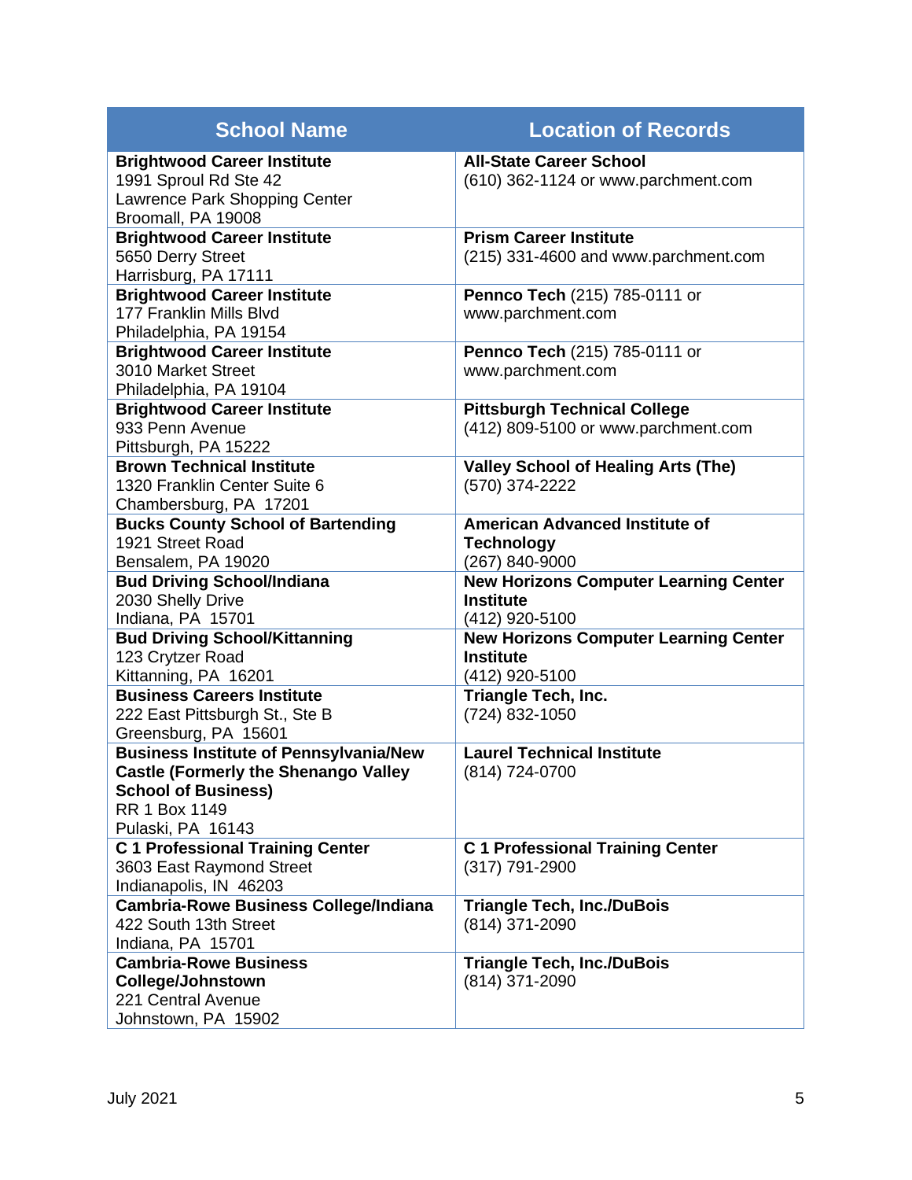| School Name | Location of Records |
|---|---|
| **Brightwood Career Institute**<br>1991 Sproul Rd Ste 42<br>Lawrence Park Shopping Center<br>Broomall, PA 19008 | **All-State Career School**<br>(610) 362-1124 or www.parchment.com |
| **Brightwood Career Institute**<br>5650 Derry Street<br>Harrisburg, PA 17111 | **Prism Career Institute**<br>(215) 331-4600 and www.parchment.com |
| **Brightwood Career Institute**<br>177 Franklin Mills Blvd<br>Philadelphia, PA 19154 | **Pennco Tech** (215) 785-0111 or www.parchment.com |
| **Brightwood Career Institute**<br>3010 Market Street<br>Philadelphia, PA 19104 | **Pennco Tech** (215) 785-0111 or www.parchment.com |
| **Brightwood Career Institute**<br>933 Penn Avenue<br>Pittsburgh, PA 15222 | **Pittsburgh Technical College**<br>(412) 809-5100 or www.parchment.com |
| **Brown Technical Institute**<br>1320 Franklin Center Suite 6<br>Chambersburg, PA 17201 | **Valley School of Healing Arts (The)**<br>(570) 374-2222 |
| **Bucks County School of Bartending**<br>1921 Street Road<br>Bensalem, PA 19020 | **American Advanced Institute of Technology**<br>(267) 840-9000 |
| **Bud Driving School/Indiana**<br>2030 Shelly Drive<br>Indiana, PA 15701 | **New Horizons Computer Learning Center Institute**<br>(412) 920-5100 |
| **Bud Driving School/Kittanning**<br>123 Crytzer Road<br>Kittanning, PA 16201 | **New Horizons Computer Learning Center Institute**<br>(412) 920-5100 |
| **Business Careers Institute**<br>222 East Pittsburgh St., Ste B<br>Greensburg, PA 15601 | **Triangle Tech, Inc.**<br>(724) 832-1050 |
| **Business Institute of Pennsylvania/New Castle (Formerly the Shenango Valley School of Business)**<br>RR 1 Box 1149<br>Pulaski, PA 16143 | **Laurel Technical Institute**<br>(814) 724-0700 |
| **C 1 Professional Training Center**<br>3603 East Raymond Street<br>Indianapolis, IN 46203 | **C 1 Professional Training Center**<br>(317) 791-2900 |
| **Cambria-Rowe Business College/Indiana**<br>422 South 13th Street<br>Indiana, PA 15701 | **Triangle Tech, Inc./DuBois**<br>(814) 371-2090 |
| **Cambria-Rowe Business College/Johnstown**<br>221 Central Avenue<br>Johnstown, PA 15902 | **Triangle Tech, Inc./DuBois**<br>(814) 371-2090 |

July 2021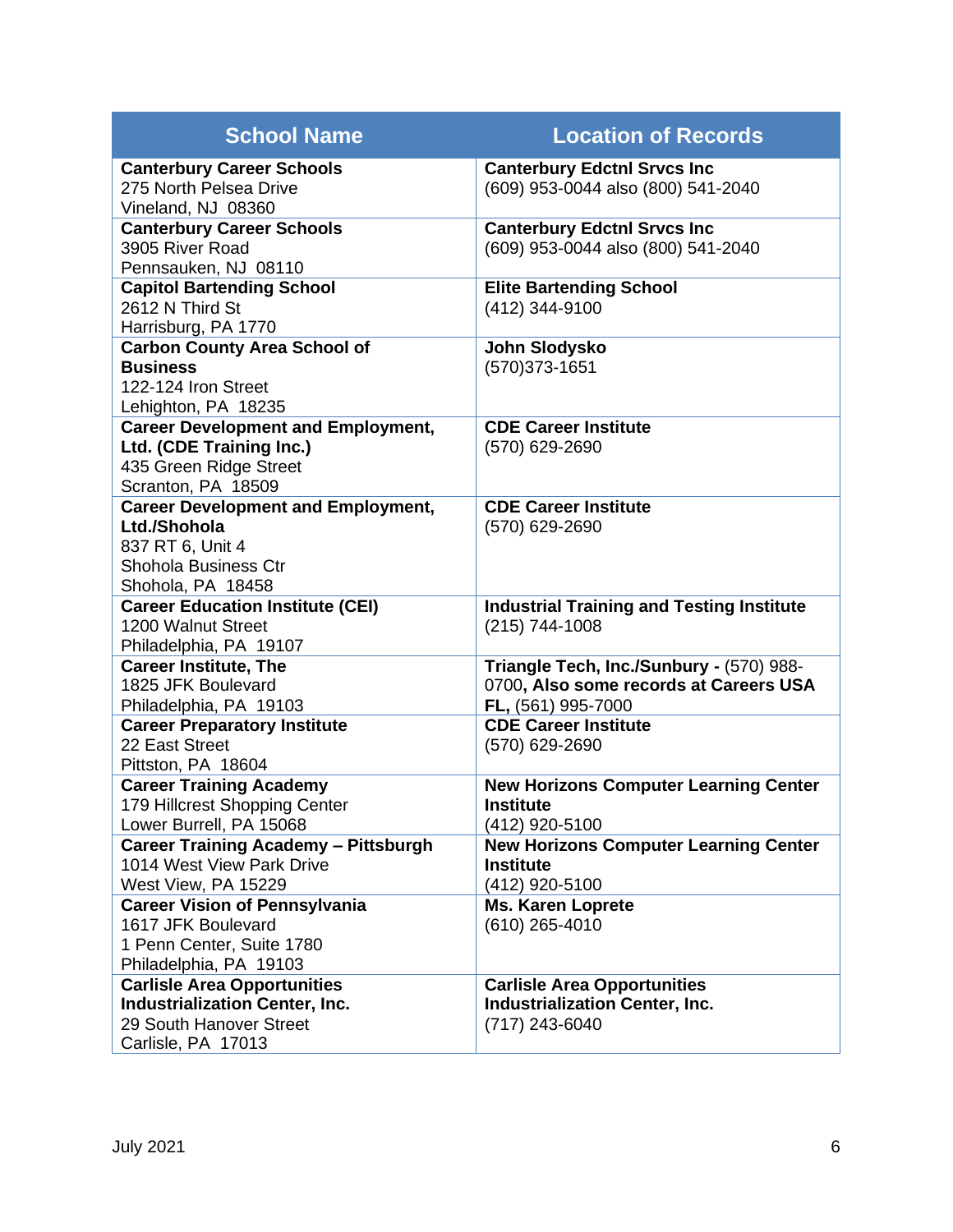| School Name | Location of Records |
|---|---|
| **Canterbury Career Schools**<br>275 North Pelsea Drive<br>Vineland, NJ 08360 | **Canterbury Edctnl Srvcs Inc**<br>(609) 953-0044 also (800) 541-2040 |
| **Canterbury Career Schools**<br>3905 River Road<br>Pennsauken, NJ 08110 | **Canterbury Edctnl Srvcs Inc**<br>(609) 953-0044 also (800) 541-2040 |
| **Capitol Bartending School**<br>2612 N Third St<br>Harrisburg, PA 1770 | **Elite Bartending School**<br>(412) 344-9100 |
| **Carbon County Area School of Business**<br>122-124 Iron Street<br>Lehighton, PA 18235 | **John Slodysko**<br>(570)373-1651 |
| **Career Development and Employment, Ltd. (CDE Training Inc.)**<br>435 Green Ridge Street<br>Scranton, PA 18509 | **CDE Career Institute**<br>(570) 629-2690 |
| **Career Development and Employment, Ltd./Shohola**<br>837 RT 6, Unit 4<br>Shohola Business Ctr<br>Shohola, PA 18458 | **CDE Career Institute**<br>(570) 629-2690 |
| **Career Education Institute (CEI)**<br>1200 Walnut Street<br>Philadelphia, PA 19107 | **Industrial Training and Testing Institute**<br>(215) 744-1008 |
| **Career Institute, The**<br>1825 JFK Boulevard<br>Philadelphia, PA 19103 | **Triangle Tech, Inc./Sunbury -** (570) 988-0700**, Also some records at Careers USA FL,** (561) 995-7000 |
| **Career Preparatory Institute**<br>22 East Street<br>Pittston, PA 18604 | **CDE Career Institute**<br>(570) 629-2690 |
| **Career Training Academy**<br>179 Hillcrest Shopping Center<br>Lower Burrell, PA 15068 | **New Horizons Computer Learning Center Institute**<br>(412) 920-5100 |
| **Career Training Academy – Pittsburgh**<br>1014 West View Park Drive<br>West View, PA 15229 | **New Horizons Computer Learning Center Institute**<br>(412) 920-5100 |
| **Career Vision of Pennsylvania**<br>1617 JFK Boulevard<br>1 Penn Center, Suite 1780<br>Philadelphia, PA 19103 | **Ms. Karen Loprete**<br>(610) 265-4010 |
| **Carlisle Area Opportunities Industrialization Center, Inc.**<br>29 South Hanover Street<br>Carlisle, PA 17013 | **Carlisle Area Opportunities Industrialization Center, Inc.**<br>(717) 243-6040 |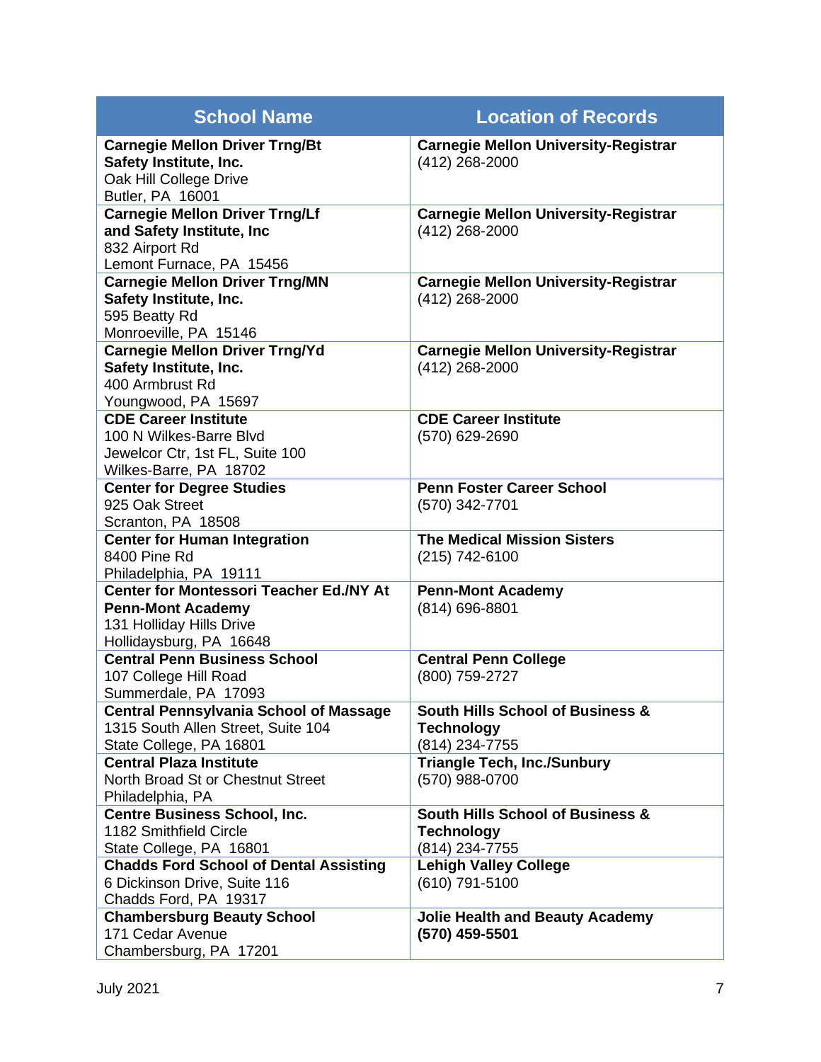| School Name | Location of Records |
|---|---|
| **Carnegie Mellon Driver Trng/Bt Safety Institute, Inc.**<br>Oak Hill College Drive<br>Butler, PA 16001 | **Carnegie Mellon University-Registrar**<br>(412) 268-2000 |
| **Carnegie Mellon Driver Trng/Lf and Safety Institute, Inc**<br>832 Airport Rd<br>Lemont Furnace, PA 15456 | **Carnegie Mellon University-Registrar**<br>(412) 268-2000 |
| **Carnegie Mellon Driver Trng/MN Safety Institute, Inc.**<br>595 Beatty Rd<br>Monroeville, PA 15146 | **Carnegie Mellon University-Registrar**<br>(412) 268-2000 |
| **Carnegie Mellon Driver Trng/Yd Safety Institute, Inc.**<br>400 Armbrust Rd<br>Youngwood, PA 15697 | **Carnegie Mellon University-Registrar**<br>(412) 268-2000 |
| **CDE Career Institute**<br>100 N Wilkes-Barre Blvd<br>Jewelcor Ctr, 1st FL, Suite 100<br>Wilkes-Barre, PA 18702 | **CDE Career Institute**<br>(570) 629-2690 |
| **Center for Degree Studies**<br>925 Oak Street<br>Scranton, PA 18508 | **Penn Foster Career School**<br>(570) 342-7701 |
| **Center for Human Integration**<br>8400 Pine Rd<br>Philadelphia, PA 19111 | **The Medical Mission Sisters**<br>(215) 742-6100 |
| **Center for Montessori Teacher Ed./NY At Penn-Mont Academy**<br>131 Holliday Hills Drive<br>Hollidaysburg, PA 16648 | **Penn-Mont Academy**<br>(814) 696-8801 |
| **Central Penn Business School**<br>107 College Hill Road<br>Summerdale, PA 17093 | **Central Penn College**<br>(800) 759-2727 |
| **Central Pennsylvania School of Massage**<br>1315 South Allen Street, Suite 104<br>State College, PA 16801 | **South Hills School of Business & Technology**<br>(814) 234-7755 |
| **Central Plaza Institute**<br>North Broad St or Chestnut Street<br>Philadelphia, PA | **Triangle Tech, Inc./Sunbury**<br>(570) 988-0700 |
| **Centre Business School, Inc.**<br>1182 Smithfield Circle<br>State College, PA 16801 | **South Hills School of Business & Technology**<br>(814) 234-7755 |
| **Chadds Ford School of Dental Assisting**<br>6 Dickinson Drive, Suite 116<br>Chadds Ford, PA 19317 | **Lehigh Valley College**<br>(610) 791-5100 |
| **Chambersburg Beauty School**<br>171 Cedar Avenue<br>Chambersburg, PA 17201 | **Jolie Health and Beauty Academy**<br>**(570) 459-5501** |

July 2021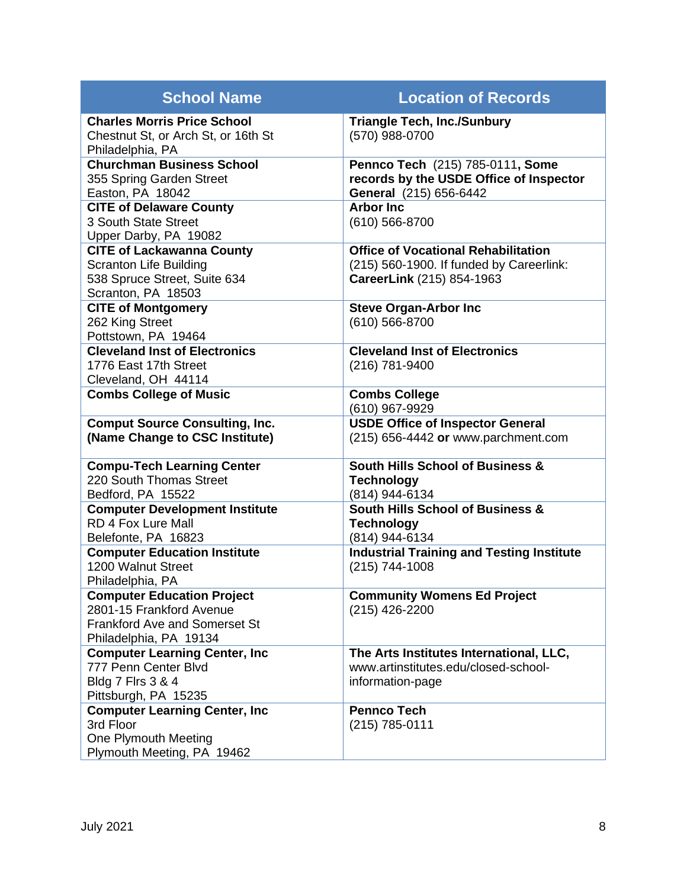| School Name | Location of Records |
|---|---|
| **Charles Morris Price School**<br>Chestnut St, or Arch St, or 16th St<br>Philadelphia, PA | **Triangle Tech, Inc./Sunbury**<br>(570) 988-0700 |
| **Churchman Business School**<br>355 Spring Garden Street<br>Easton, PA 18042 | **Pennco Tech** (215) 785-0111**, Some records by the USDE Office of Inspector General** (215) 656-6442 |
| **CITE of Delaware County**<br>3 South State Street<br>Upper Darby, PA 19082 | **Arbor Inc**<br>(610) 566-8700 |
| **CITE of Lackawanna County**<br>Scranton Life Building<br>538 Spruce Street, Suite 634<br>Scranton, PA 18503 | **Office of Vocational Rehabilitation**<br>(215) 560-1900. If funded by Careerlink: **CareerLink** (215) 854-1963 |
| **CITE of Montgomery**<br>262 King Street<br>Pottstown, PA 19464 | **Steve Organ-Arbor Inc**<br>(610) 566-8700 |
| **Cleveland Inst of Electronics**<br>1776 East 17th Street<br>Cleveland, OH 44114 | **Cleveland Inst of Electronics**<br>(216) 781-9400 |
| **Combs College of Music** | **Combs College**<br>(610) 967-9929 |
| **Comput Source Consulting, Inc. (Name Change to CSC Institute)** | **USDE Office of Inspector General**<br>(215) 656-4442 **or** www.parchment.com |
| **Compu-Tech Learning Center**<br>220 South Thomas Street<br>Bedford, PA 15522 | **South Hills School of Business & Technology**<br>(814) 944-6134 |
| **Computer Development Institute**<br>RD 4 Fox Lure Mall<br>Belefonte, PA 16823 | **South Hills School of Business & Technology**<br>(814) 944-6134 |
| **Computer Education Institute**<br>1200 Walnut Street<br>Philadelphia, PA | **Industrial Training and Testing Institute**<br>(215) 744-1008 |
| **Computer Education Project**<br>2801-15 Frankford Avenue<br>Frankford Ave and Somerset St<br>Philadelphia, PA 19134 | **Community Womens Ed Project**<br>(215) 426-2200 |
| **Computer Learning Center, Inc**<br>777 Penn Center Blvd<br>Bldg 7 Flrs 3 & 4<br>Pittsburgh, PA 15235 | **The Arts Institutes International, LLC,**<br>www.artinstitutes.edu/closed-school-information-page |
| **Computer Learning Center, Inc**<br>3rd Floor<br>One Plymouth Meeting<br>Plymouth Meeting, PA 19462 | **Pennco Tech**<br>(215) 785-0111 |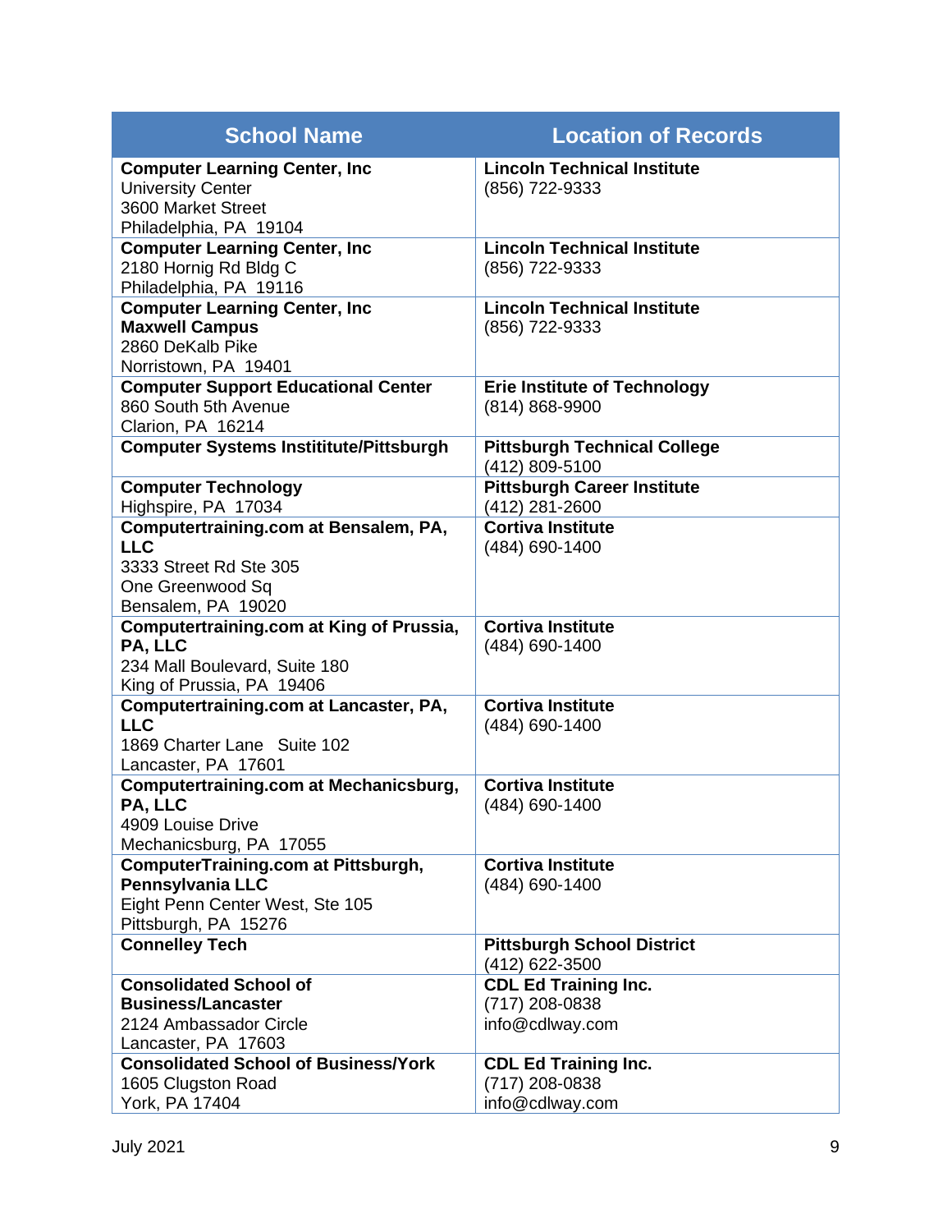| School Name | Location of Records |
|---|---|
| **Computer Learning Center, Inc**<br>University Center<br>3600 Market Street<br>Philadelphia, PA  19104 | **Lincoln Technical Institute**<br>(856) 722-9333 |
| **Computer Learning Center, Inc**<br>2180 Hornig Rd Bldg C<br>Philadelphia, PA  19116 | **Lincoln Technical Institute**<br>(856) 722-9333 |
| **Computer Learning Center, Inc**<br>**Maxwell Campus**<br>2860 DeKalb Pike<br>Norristown, PA  19401 | **Lincoln Technical Institute**<br>(856) 722-9333 |
| **Computer Support Educational Center**<br>860 South 5th Avenue<br>Clarion, PA  16214 | **Erie Institute of Technology**<br>(814) 868-9900 |
| **Computer Systems Instititute/Pittsburgh** | **Pittsburgh Technical College**<br>(412) 809-5100 |
| **Computer Technology**<br>Highspire, PA  17034 | **Pittsburgh Career Institute**<br>(412) 281-2600 |
| **Computertraining.com at Bensalem, PA, LLC**<br>3333 Street Rd Ste 305<br>One Greenwood Sq<br>Bensalem, PA  19020 | **Cortiva Institute**<br>(484) 690-1400 |
| **Computertraining.com at King of Prussia, PA, LLC**<br>234 Mall Boulevard, Suite 180<br>King of Prussia, PA  19406 | **Cortiva Institute**<br>(484) 690-1400 |
| **Computertraining.com at Lancaster, PA, LLC**<br>1869 Charter Lane   Suite 102<br>Lancaster, PA  17601 | **Cortiva Institute**<br>(484) 690-1400 |
| **Computertraining.com at Mechanicsburg, PA, LLC**<br>4909 Louise Drive<br>Mechanicsburg, PA  17055 | **Cortiva Institute**<br>(484) 690-1400 |
| **ComputerTraining.com at Pittsburgh, Pennsylvania LLC**<br>Eight Penn Center West, Ste 105<br>Pittsburgh, PA  15276 | **Cortiva Institute**<br>(484) 690-1400 |
| **Connelley Tech** | **Pittsburgh School District**<br>(412) 622-3500 |
| **Consolidated School of Business/Lancaster**<br>2124 Ambassador Circle<br>Lancaster, PA  17603 | **CDL Ed Training Inc.**<br>(717) 208-0838<br>info@cdlway.com |
| **Consolidated School of Business/York**<br>1605 Clugston Road<br>York, PA 17404 | **CDL Ed Training Inc.**<br>(717) 208-0838<br>info@cdlway.com |

July 2021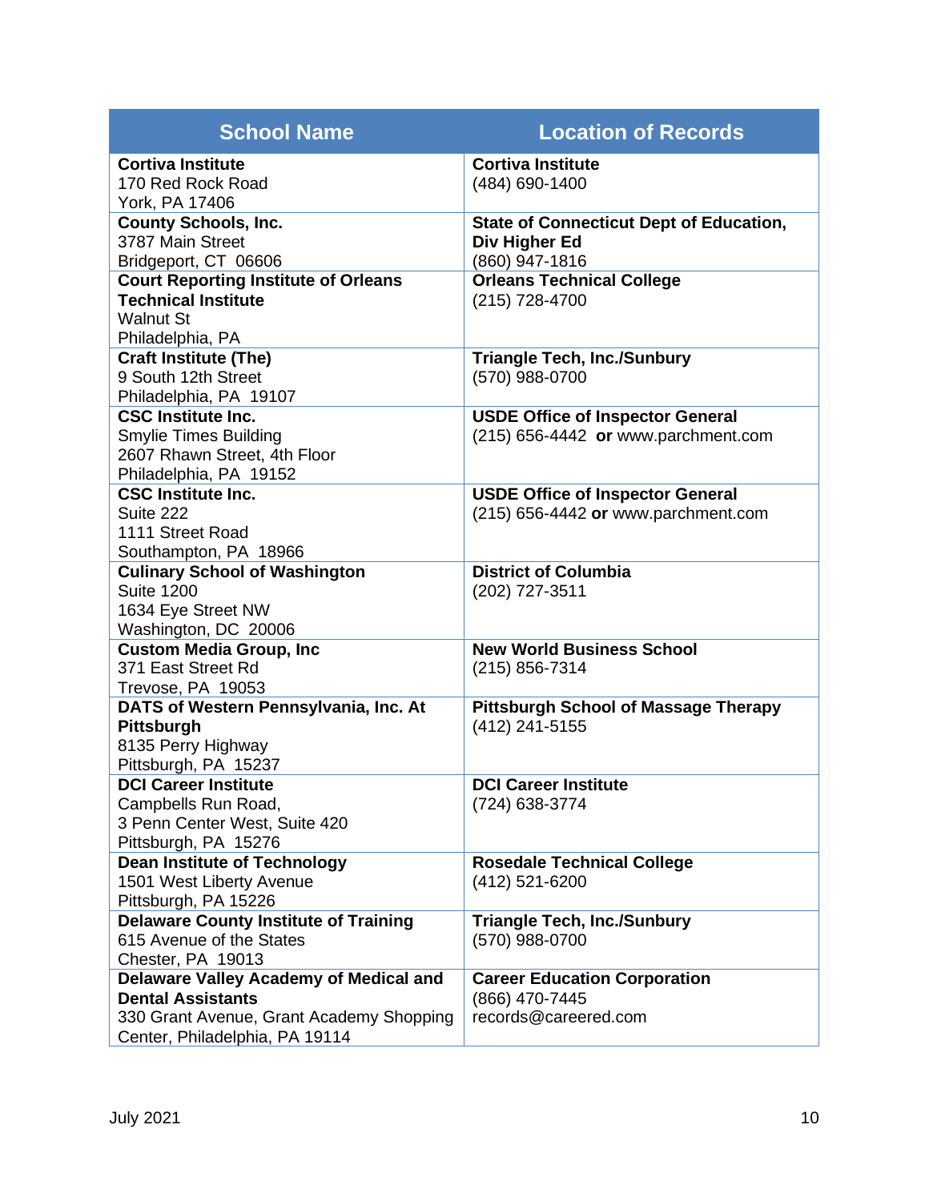| School Name | Location of Records |
| --- | --- |
| **Cortiva Institute**<br>170 Red Rock Road<br>York, PA 17406 | **Cortiva Institute**<br>(484) 690-1400 |
| **County Schools, Inc.**<br>3787 Main Street<br>Bridgeport, CT 06606 | **State of Connecticut Dept of Education, Div Higher Ed**<br>(860) 947-1816 |
| **Court Reporting Institute of Orleans Technical Institute**<br>Walnut St<br>Philadelphia, PA | **Orleans Technical College**<br>(215) 728-4700 |
| **Craft Institute (The)**<br>9 South 12th Street<br>Philadelphia, PA 19107 | **Triangle Tech, Inc./Sunbury**<br>(570) 988-0700 |
| **CSC Institute Inc.**<br>Smylie Times Building<br>2607 Rhawn Street, 4th Floor<br>Philadelphia, PA 19152 | **USDE Office of Inspector General**<br>(215) 656-4442 **or** www.parchment.com |
| **CSC Institute Inc.**<br>Suite 222<br>1111 Street Road<br>Southampton, PA 18966 | **USDE Office of Inspector General**<br>(215) 656-4442 **or** www.parchment.com |
| **Culinary School of Washington**<br>Suite 1200<br>1634 Eye Street NW<br>Washington, DC 20006 | **District of Columbia**<br>(202) 727-3511 |
| **Custom Media Group, Inc**<br>371 East Street Rd<br>Trevose, PA 19053 | **New World Business School**<br>(215) 856-7314 |
| **DATS of Western Pennsylvania, Inc. At Pittsburgh**<br>8135 Perry Highway<br>Pittsburgh, PA 15237 | **Pittsburgh School of Massage Therapy**<br>(412) 241-5155 |
| **DCI Career Institute**<br>Campbells Run Road,<br>3 Penn Center West, Suite 420<br>Pittsburgh, PA 15276 | **DCI Career Institute**<br>(724) 638-3774 |
| **Dean Institute of Technology**<br>1501 West Liberty Avenue<br>Pittsburgh, PA 15226 | **Rosedale Technical College**<br>(412) 521-6200 |
| **Delaware County Institute of Training**<br>615 Avenue of the States<br>Chester, PA 19013 | **Triangle Tech, Inc./Sunbury**<br>(570) 988-0700 |
| **Delaware Valley Academy of Medical and Dental Assistants**<br>330 Grant Avenue, Grant Academy Shopping Center, Philadelphia, PA 19114 | **Career Education Corporation**<br>(866) 470-7445<br>records@careered.com |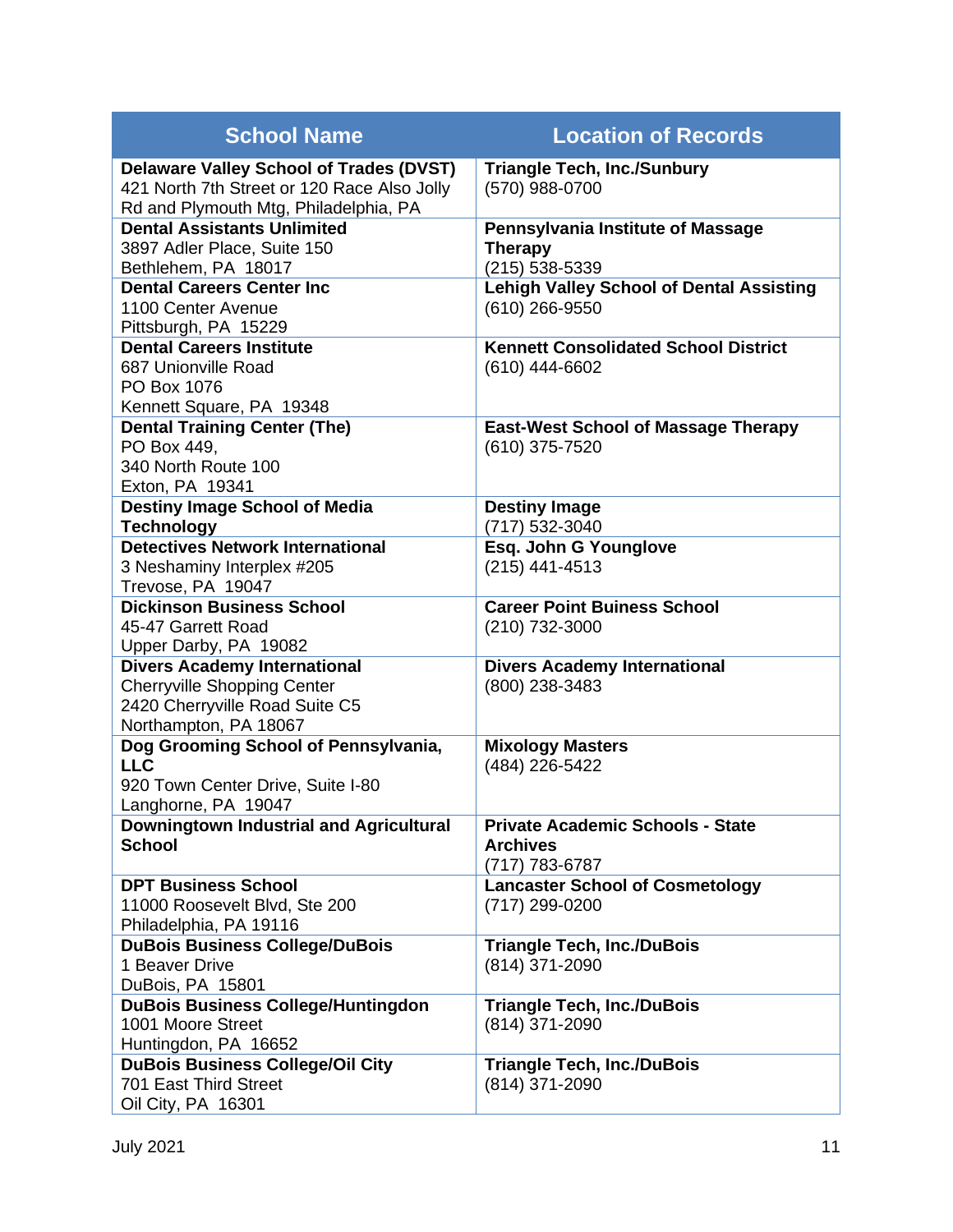| School Name | Location of Records |
| --- | --- |
| **Delaware Valley School of Trades (DVST)**<br>421 North 7th Street or 120 Race Also Jolly Rd and Plymouth Mtg, Philadelphia, PA | **Triangle Tech, Inc./Sunbury**<br>(570) 988-0700 |
| **Dental Assistants Unlimited**<br>3897 Adler Place, Suite 150<br>Bethlehem, PA 18017 | **Pennsylvania Institute of Massage Therapy**<br>(215) 538-5339 |
| **Dental Careers Center Inc**<br>1100 Center Avenue<br>Pittsburgh, PA 15229 | **Lehigh Valley School of Dental Assisting**<br>(610) 266-9550 |
| **Dental Careers Institute**<br>687 Unionville Road<br>PO Box 1076<br>Kennett Square, PA 19348 | **Kennett Consolidated School District**<br>(610) 444-6602 |
| **Dental Training Center (The)**<br>PO Box 449,<br>340 North Route 100<br>Exton, PA 19341 | **East-West School of Massage Therapy**<br>(610) 375-7520 |
| **Destiny Image School of Media Technology** | **Destiny Image**<br>(717) 532-3040 |
| **Detectives Network International**<br>3 Neshaminy Interplex #205<br>Trevose, PA 19047 | **Esq. John G Younglove**<br>(215) 441-4513 |
| **Dickinson Business School**<br>45-47 Garrett Road<br>Upper Darby, PA 19082 | **Career Point Buiness School**<br>(210) 732-3000 |
| **Divers Academy International**<br>Cherryville Shopping Center<br>2420 Cherryville Road Suite C5<br>Northampton, PA 18067 | **Divers Academy International**<br>(800) 238-3483 |
| **Dog Grooming School of Pennsylvania, LLC**<br>920 Town Center Drive, Suite I-80<br>Langhorne, PA 19047 | **Mixology Masters**<br>(484) 226-5422 |
| **Downingtown Industrial and Agricultural School** | **Private Academic Schools - State Archives**<br>(717) 783-6787 |
| **DPT Business School**<br>11000 Roosevelt Blvd, Ste 200<br>Philadelphia, PA 19116 | **Lancaster School of Cosmetology**<br>(717) 299-0200 |
| **DuBois Business College/DuBois**<br>1 Beaver Drive<br>DuBois, PA 15801 | **Triangle Tech, Inc./DuBois**<br>(814) 371-2090 |
| **DuBois Business College/Huntingdon**<br>1001 Moore Street<br>Huntingdon, PA 16652 | **Triangle Tech, Inc./DuBois**<br>(814) 371-2090 |
| **DuBois Business College/Oil City**<br>701 East Third Street<br>Oil City, PA 16301 | **Triangle Tech, Inc./DuBois**<br>(814) 371-2090 |

July 2021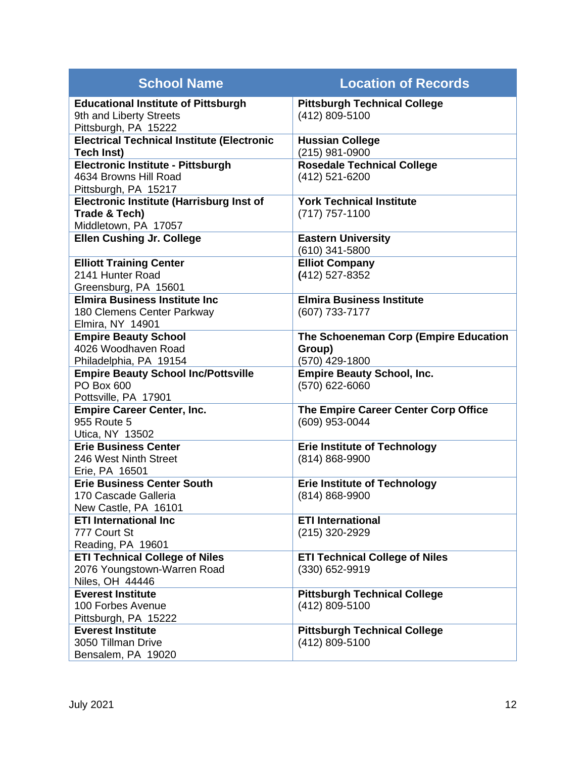| School Name | Location of Records |
|---|---|
| **Educational Institute of Pittsburgh**<br>9th and Liberty Streets<br>Pittsburgh, PA 15222 | **Pittsburgh Technical College**<br>(412) 809-5100 |
| **Electrical Technical Institute (Electronic Tech Inst)** | **Hussian College**<br>(215) 981-0900 |
| **Electronic Institute - Pittsburgh**<br>4634 Browns Hill Road<br>Pittsburgh, PA 15217 | **Rosedale Technical College**<br>(412) 521-6200 |
| **Electronic Institute (Harrisburg Inst of Trade & Tech)**<br>Middletown, PA 17057 | **York Technical Institute**<br>(717) 757-1100 |
| **Ellen Cushing Jr. College** | **Eastern University**<br>(610) 341-5800 |
| **Elliott Training Center**<br>2141 Hunter Road<br>Greensburg, PA 15601 | **Elliot Company**<br>(412) 527-8352 |
| **Elmira Business Institute Inc**<br>180 Clemens Center Parkway<br>Elmira, NY 14901 | **Elmira Business Institute**<br>(607) 733-7177 |
| **Empire Beauty School**<br>4026 Woodhaven Road<br>Philadelphia, PA 19154 | **The Schoeneman Corp (Empire Education Group)**<br>(570) 429-1800 |
| **Empire Beauty School Inc/Pottsville**<br>PO Box 600<br>Pottsville, PA 17901 | **Empire Beauty School, Inc.**<br>(570) 622-6060 |
| **Empire Career Center, Inc.**<br>955 Route 5<br>Utica, NY 13502 | **The Empire Career Center Corp Office**<br>(609) 953-0044 |
| **Erie Business Center**<br>246 West Ninth Street<br>Erie, PA 16501 | **Erie Institute of Technology**<br>(814) 868-9900 |
| **Erie Business Center South**<br>170 Cascade Galleria<br>New Castle, PA 16101 | **Erie Institute of Technology**<br>(814) 868-9900 |
| **ETI International Inc**<br>777 Court St<br>Reading, PA 19601 | **ETI International**<br>(215) 320-2929 |
| **ETI Technical College of Niles**<br>2076 Youngstown-Warren Road<br>Niles, OH 44446 | **ETI Technical College of Niles**<br>(330) 652-9919 |
| **Everest Institute**<br>100 Forbes Avenue<br>Pittsburgh, PA 15222 | **Pittsburgh Technical College**<br>(412) 809-5100 |
| **Everest Institute**<br>3050 Tillman Drive<br>Bensalem, PA 19020 | **Pittsburgh Technical College**<br>(412) 809-5100 |

July 2021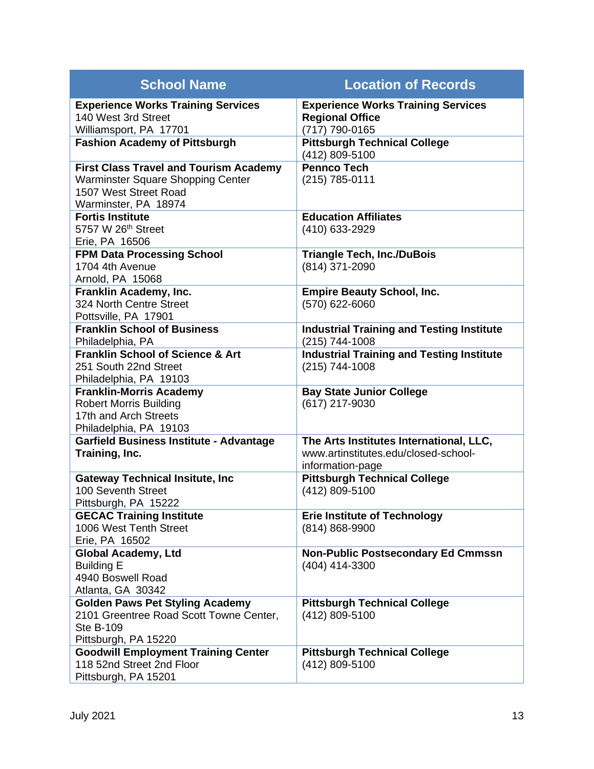| School Name | Location of Records |
|---|---|
| **Experience Works Training Services**<br>140 West 3rd Street<br>Williamsport, PA  17701 | **Experience Works Training Services Regional Office**<br>(717) 790-0165 |
| **Fashion Academy of Pittsburgh** | **Pittsburgh Technical College**<br>(412) 809-5100 |
| **First Class Travel and Tourism Academy**<br>Warminster Square Shopping Center<br>1507 West Street Road<br>Warminster, PA  18974 | **Pennco Tech**<br>(215) 785-0111 |
| **Fortis Institute**<br>5757 W 26th Street<br>Erie, PA  16506 | **Education Affiliates**<br>(410) 633-2929 |
| **FPM Data Processing School**<br>1704 4th Avenue<br>Arnold, PA  15068 | **Triangle Tech, Inc./DuBois**<br>(814) 371-2090 |
| **Franklin Academy, Inc.**<br>324 North Centre Street<br>Pottsville, PA  17901 | **Empire Beauty School, Inc.**<br>(570) 622-6060 |
| **Franklin School of Business**<br>Philadelphia, PA | **Industrial Training and Testing Institute**<br>(215) 744-1008 |
| **Franklin School of Science & Art**<br>251 South 22nd Street<br>Philadelphia, PA  19103 | **Industrial Training and Testing Institute**<br>(215) 744-1008 |
| **Franklin-Morris Academy**<br>Robert Morris Building<br>17th and Arch Streets<br>Philadelphia, PA  19103 | **Bay State Junior College**<br>(617) 217-9030 |
| **Garfield Business Institute - Advantage Training, Inc.** | **The Arts Institutes International, LLC,**<br>www.artinstitutes.edu/closed-school-information-page |
| **Gateway Technical Insitute, Inc**<br>100 Seventh Street<br>Pittsburgh, PA  15222 | **Pittsburgh Technical College**<br>(412) 809-5100 |
| **GECAC Training Institute**<br>1006 West Tenth Street<br>Erie, PA  16502 | **Erie Institute of Technology**<br>(814) 868-9900 |
| **Global Academy, Ltd**<br>Building E<br>4940 Boswell Road<br>Atlanta, GA  30342 | **Non-Public Postsecondary Ed Cmmssn**<br>(404) 414-3300 |
| **Golden Paws Pet Styling Academy**<br>2101 Greentree Road Scott Towne Center, Ste B-109<br>Pittsburgh, PA 15220 | **Pittsburgh Technical College**<br>(412) 809-5100 |
| **Goodwill Employment Training Center**<br>118 52nd Street 2nd Floor<br>Pittsburgh, PA 15201 | **Pittsburgh Technical College**<br>(412) 809-5100 |

July 2021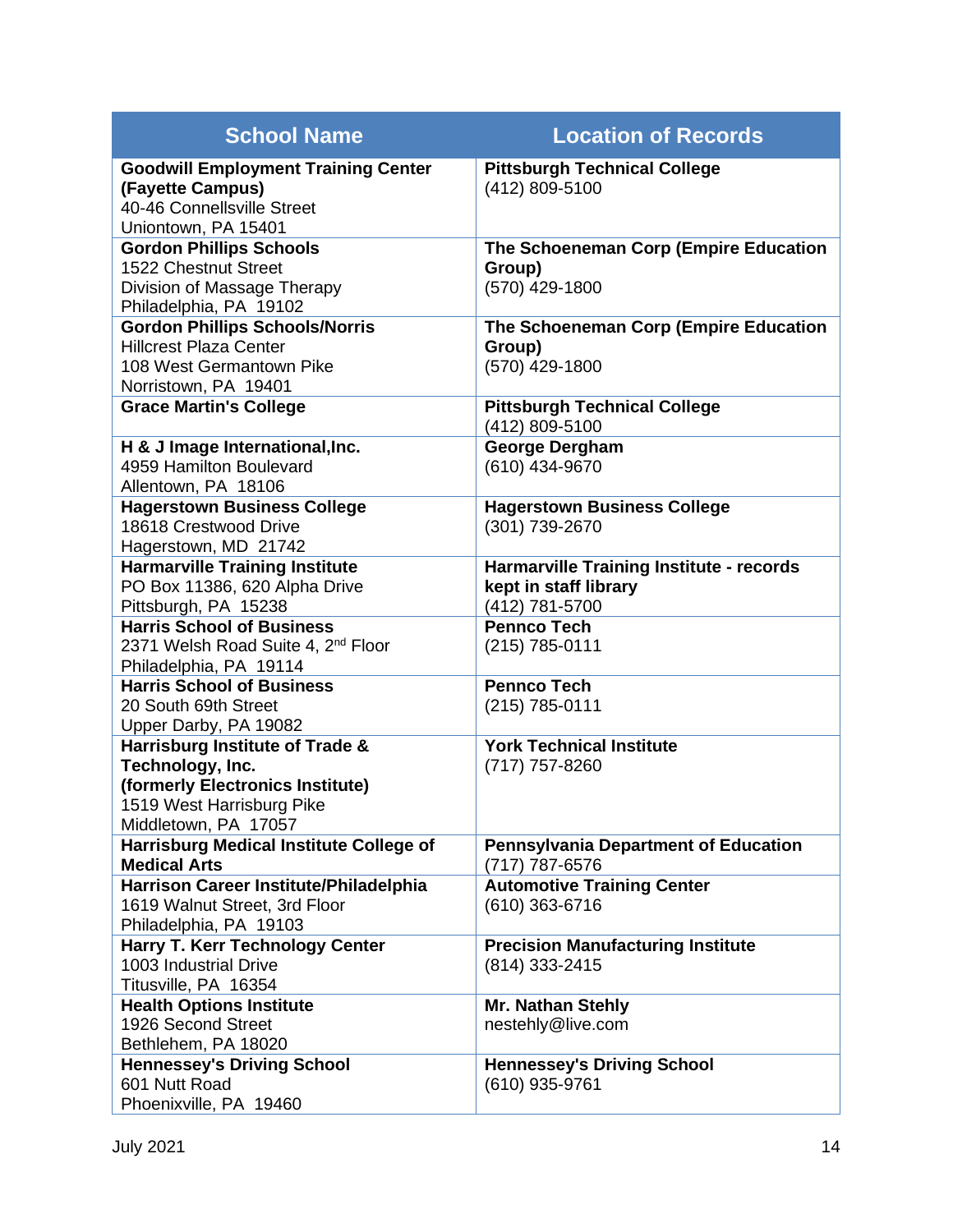| School Name | Location of Records |
|---|---|
| **Goodwill Employment Training Center (Fayette Campus)**<br>40-46 Connellsville Street<br>Uniontown, PA 15401 | **Pittsburgh Technical College**<br>(412) 809-5100 |
| **Gordon Phillips Schools**<br>1522 Chestnut Street<br>Division of Massage Therapy<br>Philadelphia, PA 19102 | **The Schoeneman Corp (Empire Education Group)**<br>(570) 429-1800 |
| **Gordon Phillips Schools/Norris**<br>Hillcrest Plaza Center<br>108 West Germantown Pike<br>Norristown, PA 19401 | **The Schoeneman Corp (Empire Education Group)**<br>(570) 429-1800 |
| **Grace Martin's College** | **Pittsburgh Technical College**<br>(412) 809-5100 |
| **H & J Image International,Inc.**<br>4959 Hamilton Boulevard<br>Allentown, PA 18106 | **George Dergham**<br>(610) 434-9670 |
| **Hagerstown Business College**<br>18618 Crestwood Drive<br>Hagerstown, MD 21742 | **Hagerstown Business College**<br>(301) 739-2670 |
| **Harmarville Training Institute**<br>PO Box 11386, 620 Alpha Drive<br>Pittsburgh, PA 15238 | **Harmarville Training Institute - records kept in staff library**<br>(412) 781-5700 |
| **Harris School of Business**<br>2371 Welsh Road Suite 4, 2nd Floor<br>Philadelphia, PA 19114 | **Pennco Tech**<br>(215) 785-0111 |
| **Harris School of Business**<br>20 South 69th Street<br>Upper Darby, PA 19082 | **Pennco Tech**<br>(215) 785-0111 |
| **Harrisburg Institute of Trade & Technology, Inc. (formerly Electronics Institute)**<br>1519 West Harrisburg Pike<br>Middletown, PA 17057 | **York Technical Institute**<br>(717) 757-8260 |
| **Harrisburg Medical Institute College of Medical Arts** | **Pennsylvania Department of Education**<br>(717) 787-6576 |
| **Harrison Career Institute/Philadelphia**<br>1619 Walnut Street, 3rd Floor<br>Philadelphia, PA 19103 | **Automotive Training Center**<br>(610) 363-6716 |
| **Harry T. Kerr Technology Center**<br>1003 Industrial Drive<br>Titusville, PA 16354 | **Precision Manufacturing Institute**<br>(814) 333-2415 |
| **Health Options Institute**<br>1926 Second Street<br>Bethlehem, PA 18020 | **Mr. Nathan Stehly**<br>nestehly@live.com |
| **Hennessey's Driving School**<br>601 Nutt Road<br>Phoenixville, PA 19460 | **Hennessey's Driving School**<br>(610) 935-9761 |

July 2021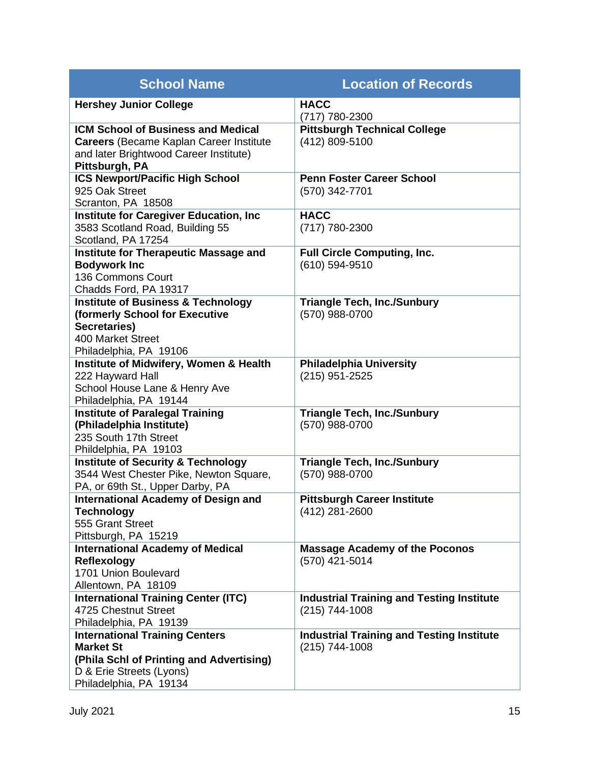| School Name | Location of Records |
| --- | --- |
| **Hershey Junior College** | **HACC**<br>(717) 780-2300 |
| **ICM School of Business and Medical Careers** (Became Kaplan Career Institute and later Brightwood Career Institute)<br>**Pittsburgh, PA** | **Pittsburgh Technical College**<br>(412) 809-5100 |
| **ICS Newport/Pacific High School**<br>925 Oak Street<br>Scranton, PA 18508 | **Penn Foster Career School**<br>(570) 342-7701 |
| **Institute for Caregiver Education, Inc**<br>3583 Scotland Road, Building 55<br>Scotland, PA 17254 | **HACC**<br>(717) 780-2300 |
| **Institute for Therapeutic Massage and Bodywork Inc**<br>136 Commons Court<br>Chadds Ford, PA 19317 | **Full Circle Computing, Inc.**<br>(610) 594-9510 |
| **Institute of Business & Technology (formerly School for Executive Secretaries)**<br>400 Market Street<br>Philadelphia, PA 19106 | **Triangle Tech, Inc./Sunbury**<br>(570) 988-0700 |
| **Institute of Midwifery, Women & Health**<br>222 Hayward Hall<br>School House Lane & Henry Ave<br>Philadelphia, PA 19144 | **Philadelphia University**<br>(215) 951-2525 |
| **Institute of Paralegal Training (Philadelphia Institute)**<br>235 South 17th Street<br>Phildelphia, PA 19103 | **Triangle Tech, Inc./Sunbury**<br>(570) 988-0700 |
| **Institute of Security & Technology**<br>3544 West Chester Pike, Newton Square, PA, or 69th St., Upper Darby, PA | **Triangle Tech, Inc./Sunbury**<br>(570) 988-0700 |
| **International Academy of Design and Technology**<br>555 Grant Street<br>Pittsburgh, PA 15219 | **Pittsburgh Career Institute**<br>(412) 281-2600 |
| **International Academy of Medical Reflexology**<br>1701 Union Boulevard<br>Allentown, PA 18109 | **Massage Academy of the Poconos**<br>(570) 421-5014 |
| **International Training Center (ITC)**<br>4725 Chestnut Street<br>Philadelphia, PA 19139 | **Industrial Training and Testing Institute**<br>(215) 744-1008 |
| **International Training Centers Market St (Phila Schl of Printing and Advertising)**<br>D & Erie Streets (Lyons)<br>Philadelphia, PA 19134 | **Industrial Training and Testing Institute**<br>(215) 744-1008 |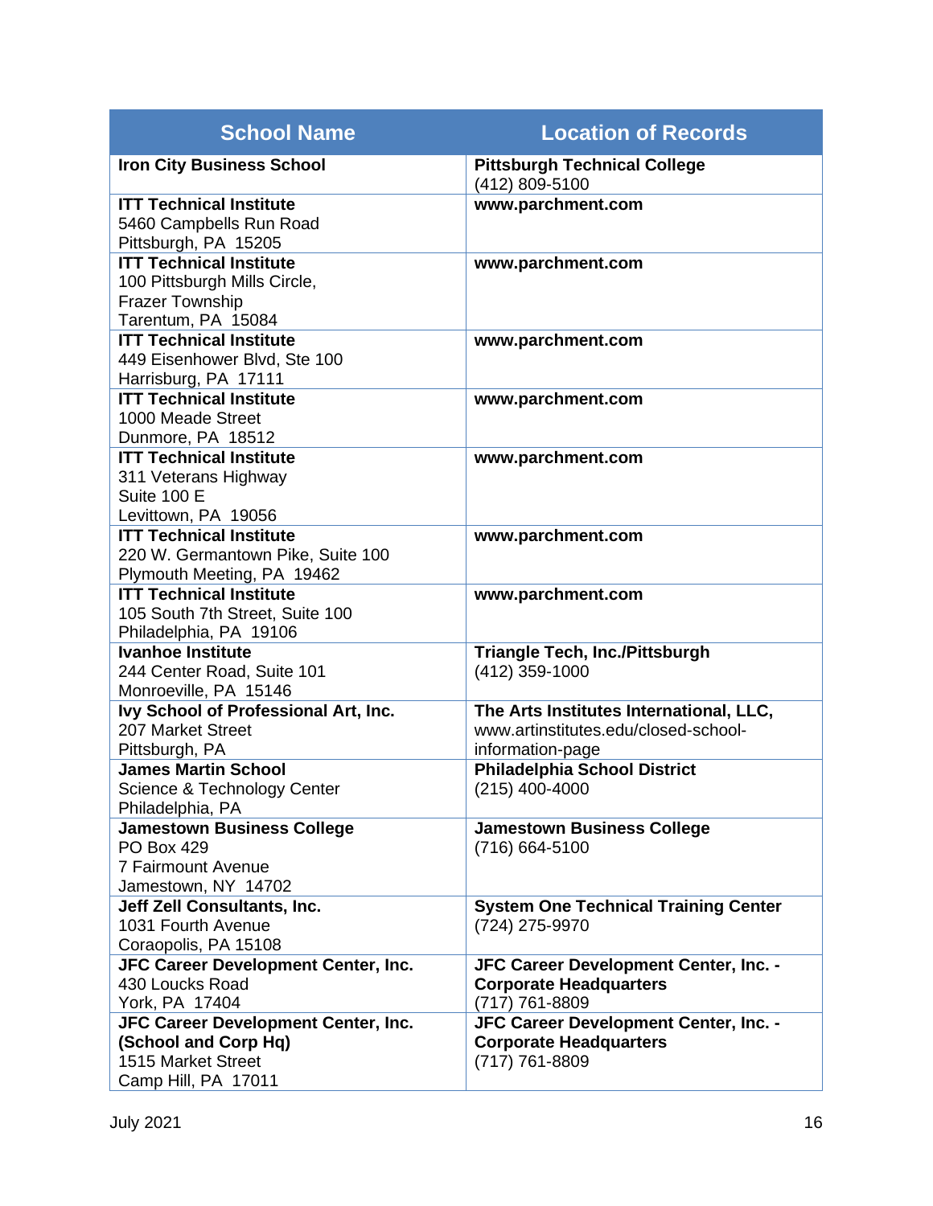| School Name | Location of Records |
|---|---|
| **Iron City Business School** | **Pittsburgh Technical College**<br>(412) 809-5100 |
| **ITT Technical Institute**<br>5460 Campbells Run Road<br>Pittsburgh, PA 15205 | **www.parchment.com** |
| **ITT Technical Institute**<br>100 Pittsburgh Mills Circle,<br>Frazer Township<br>Tarentum, PA 15084 | **www.parchment.com** |
| **ITT Technical Institute**<br>449 Eisenhower Blvd, Ste 100<br>Harrisburg, PA 17111 | **www.parchment.com** |
| **ITT Technical Institute**<br>1000 Meade Street<br>Dunmore, PA 18512 | **www.parchment.com** |
| **ITT Technical Institute**<br>311 Veterans Highway<br>Suite 100 E<br>Levittown, PA 19056 | **www.parchment.com** |
| **ITT Technical Institute**<br>220 W. Germantown Pike, Suite 100<br>Plymouth Meeting, PA 19462 | **www.parchment.com** |
| **ITT Technical Institute**<br>105 South 7th Street, Suite 100<br>Philadelphia, PA 19106 | **www.parchment.com** |
| **Ivanhoe Institute**<br>244 Center Road, Suite 101<br>Monroeville, PA 15146 | **Triangle Tech, Inc./Pittsburgh**<br>(412) 359-1000 |
| **Ivy School of Professional Art, Inc.**<br>207 Market Street<br>Pittsburgh, PA | **The Arts Institutes International, LLC,**<br>www.artinstitutes.edu/closed-school-information-page |
| **James Martin School**<br>Science & Technology Center<br>Philadelphia, PA | **Philadelphia School District**<br>(215) 400-4000 |
| **Jamestown Business College**<br>PO Box 429<br>7 Fairmount Avenue<br>Jamestown, NY 14702 | **Jamestown Business College**<br>(716) 664-5100 |
| **Jeff Zell Consultants, Inc.**<br>1031 Fourth Avenue<br>Coraopolis, PA 15108 | **System One Technical Training Center**<br>(724) 275-9970 |
| **JFC Career Development Center, Inc.**<br>430 Loucks Road<br>York, PA 17404 | **JFC Career Development Center, Inc. - Corporate Headquarters**<br>(717) 761-8809 |
| **JFC Career Development Center, Inc. (School and Corp Hq)**<br>1515 Market Street<br>Camp Hill, PA 17011 | **JFC Career Development Center, Inc. - Corporate Headquarters**<br>(717) 761-8809 |

July 2021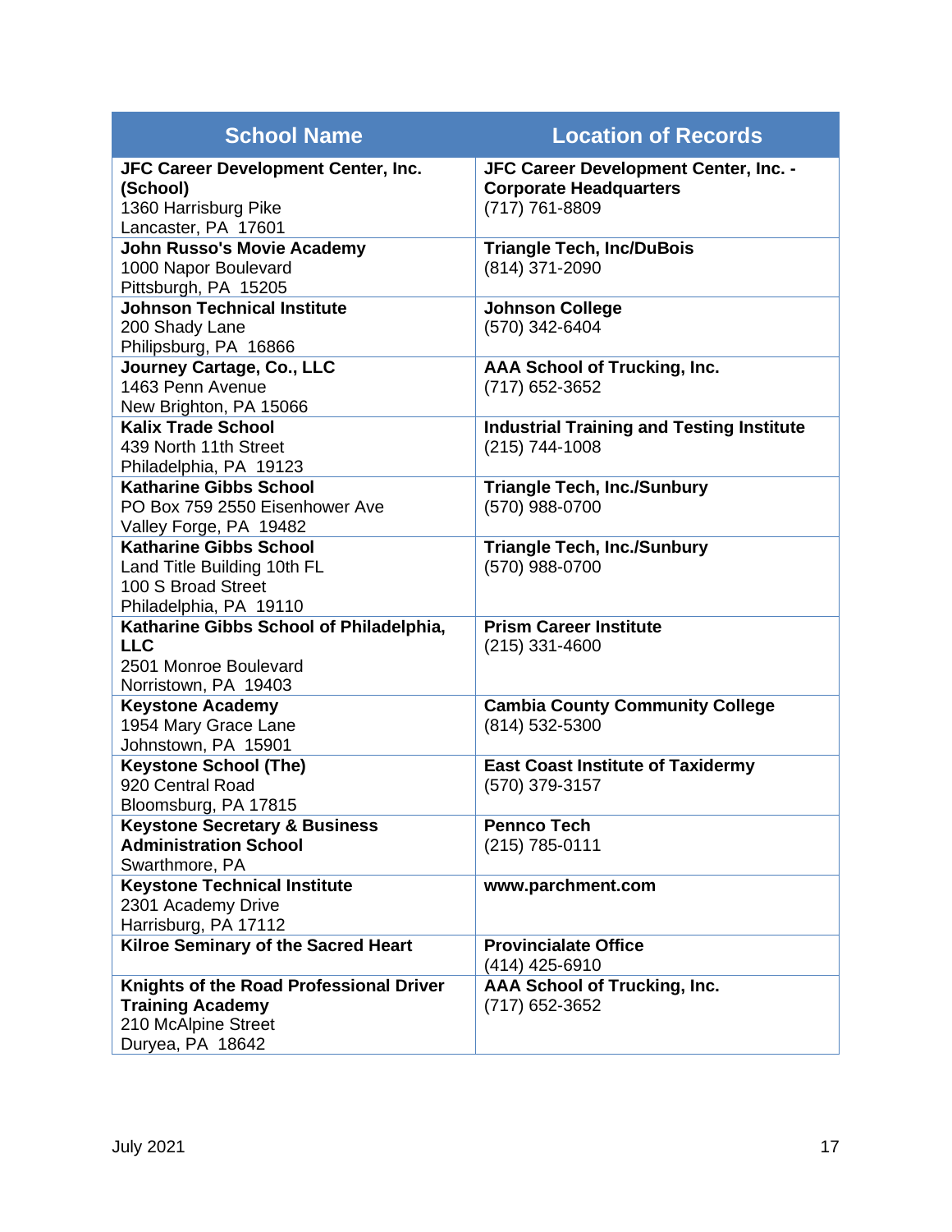| School Name | Location of Records |
|---|---|
| **JFC Career Development Center, Inc. (School)**<br>1360 Harrisburg Pike<br>Lancaster, PA  17601 | **JFC Career Development Center, Inc. - Corporate Headquarters**<br>(717) 761-8809 |
| **John Russo's Movie Academy**<br>1000 Napor Boulevard<br>Pittsburgh, PA  15205 | **Triangle Tech, Inc/DuBois**<br>(814) 371-2090 |
| **Johnson Technical Institute**<br>200 Shady Lane<br>Philipsburg, PA  16866 | **Johnson College**<br>(570) 342-6404 |
| **Journey Cartage, Co., LLC**<br>1463 Penn Avenue<br>New Brighton, PA 15066 | **AAA School of Trucking, Inc.**<br>(717) 652-3652 |
| **Kalix Trade School**<br>439 North 11th Street<br>Philadelphia, PA  19123 | **Industrial Training and Testing Institute**<br>(215) 744-1008 |
| **Katharine Gibbs School**<br>PO Box 759 2550 Eisenhower Ave<br>Valley Forge, PA  19482 | **Triangle Tech, Inc./Sunbury**<br>(570) 988-0700 |
| **Katharine Gibbs School**<br>Land Title Building 10th FL<br>100 S Broad Street<br>Philadelphia, PA  19110 | **Triangle Tech, Inc./Sunbury**<br>(570) 988-0700 |
| **Katharine Gibbs School of Philadelphia, LLC**<br>2501 Monroe Boulevard<br>Norristown, PA  19403 | **Prism Career Institute**<br>(215) 331-4600 |
| **Keystone Academy**<br>1954 Mary Grace Lane<br>Johnstown, PA  15901 | **Cambia County Community College**<br>(814) 532-5300 |
| **Keystone School (The)**<br>920 Central Road<br>Bloomsburg, PA 17815 | **East Coast Institute of Taxidermy**<br>(570) 379-3157 |
| **Keystone Secretary & Business Administration School**<br>Swarthmore, PA | **Pennco Tech**<br>(215) 785-0111 |
| **Keystone Technical Institute**<br>2301 Academy Drive<br>Harrisburg, PA 17112 | **www.parchment.com** |
| **Kilroe Seminary of the Sacred Heart** | **Provincialate Office**<br>(414) 425-6910 |
| **Knights of the Road Professional Driver Training Academy**<br>210 McAlpine Street<br>Duryea, PA  18642 | **AAA School of Trucking, Inc.**<br>(717) 652-3652 |

July 2021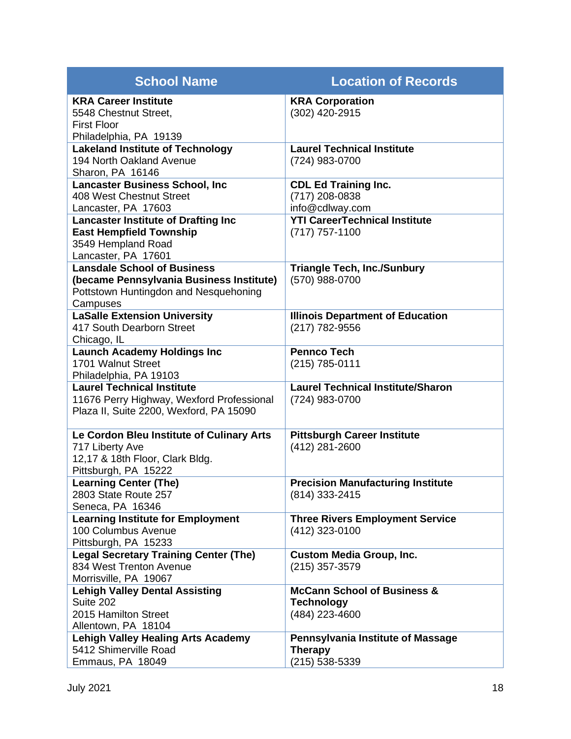| School Name | Location of Records |
|---|---|
| **KRA Career Institute**<br>5548 Chestnut Street,<br>First Floor<br>Philadelphia, PA 19139 | **KRA Corporation**<br>(302) 420-2915 |
| **Lakeland Institute of Technology**<br>194 North Oakland Avenue<br>Sharon, PA 16146 | **Laurel Technical Institute**<br>(724) 983-0700 |
| **Lancaster Business School, Inc**<br>408 West Chestnut Street<br>Lancaster, PA 17603 | **CDL Ed Training Inc.**<br>(717) 208-0838<br>info@cdlway.com |
| **Lancaster Institute of Drafting Inc**<br>**East Hempfield Township**<br>3549 Hempland Road<br>Lancaster, PA 17601 | **YTI CareerTechnical Institute**<br>(717) 757-1100 |
| **Lansdale School of Business (became Pennsylvania Business Institute)**<br>Pottstown Huntingdon and Nesquehoning Campuses | **Triangle Tech, Inc./Sunbury**<br>(570) 988-0700 |
| **LaSalle Extension University**<br>417 South Dearborn Street<br>Chicago, IL | **Illinois Department of Education**<br>(217) 782-9556 |
| **Launch Academy Holdings Inc**<br>1701 Walnut Street<br>Philadelphia, PA 19103 | **Pennco Tech**<br>(215) 785-0111 |
| **Laurel Technical Institute**<br>11676 Perry Highway, Wexford Professional Plaza II, Suite 2200, Wexford, PA 15090 | **Laurel Technical Institute/Sharon**<br>(724) 983-0700 |
| **Le Cordon Bleu Institute of Culinary Arts**<br>717 Liberty Ave<br>12,17 & 18th Floor, Clark Bldg.<br>Pittsburgh, PA 15222 | **Pittsburgh Career Institute**<br>(412) 281-2600 |
| **Learning Center (The)**<br>2803 State Route 257<br>Seneca, PA 16346 | **Precision Manufacturing Institute**<br>(814) 333-2415 |
| **Learning Institute for Employment**<br>100 Columbus Avenue<br>Pittsburgh, PA 15233 | **Three Rivers Employment Service**<br>(412) 323-0100 |
| **Legal Secretary Training Center (The)**<br>834 West Trenton Avenue<br>Morrisville, PA 19067 | **Custom Media Group, Inc.**<br>(215) 357-3579 |
| **Lehigh Valley Dental Assisting**<br>Suite 202<br>2015 Hamilton Street<br>Allentown, PA 18104 | **McCann School of Business & Technology**<br>(484) 223-4600 |
| **Lehigh Valley Healing Arts Academy**<br>5412 Shimerville Road<br>Emmaus, PA 18049 | **Pennsylvania Institute of Massage Therapy**<br>(215) 538-5339 |

July 2021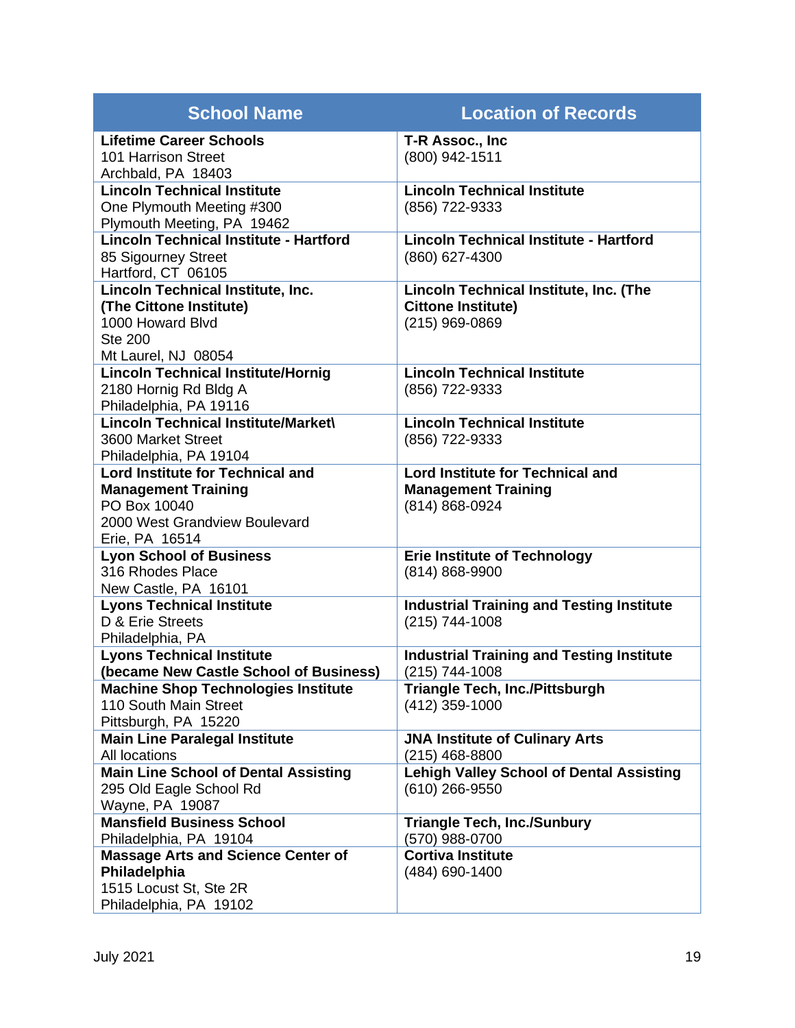| School Name | Location of Records |
|---|---|
| **Lifetime Career Schools**<br>101 Harrison Street<br>Archbald, PA 18403 | **T-R Assoc., Inc**<br>(800) 942-1511 |
| **Lincoln Technical Institute**<br>One Plymouth Meeting #300<br>Plymouth Meeting, PA 19462 | **Lincoln Technical Institute**<br>(856) 722-9333 |
| **Lincoln Technical Institute - Hartford**<br>85 Sigourney Street<br>Hartford, CT 06105 | **Lincoln Technical Institute - Hartford**<br>(860) 627-4300 |
| **Lincoln Technical Institute, Inc. (The Cittone Institute)**<br>1000 Howard Blvd<br>Ste 200<br>Mt Laurel, NJ 08054 | **Lincoln Technical Institute, Inc. (The Cittone Institute)**<br>(215) 969-0869 |
| **Lincoln Technical Institute/Hornig**<br>2180 Hornig Rd Bldg A<br>Philadelphia, PA 19116 | **Lincoln Technical Institute**<br>(856) 722-9333 |
| **Lincoln Technical Institute/Market\**<br>3600 Market Street<br>Philadelphia, PA 19104 | **Lincoln Technical Institute**<br>(856) 722-9333 |
| **Lord Institute for Technical and Management Training**<br>PO Box 10040<br>2000 West Grandview Boulevard<br>Erie, PA 16514 | **Lord Institute for Technical and Management Training**<br>(814) 868-0924 |
| **Lyon School of Business**<br>316 Rhodes Place<br>New Castle, PA 16101 | **Erie Institute of Technology**<br>(814) 868-9900 |
| **Lyons Technical Institute**<br>D & Erie Streets<br>Philadelphia, PA | **Industrial Training and Testing Institute**<br>(215) 744-1008 |
| **Lyons Technical Institute (became New Castle School of Business)** | **Industrial Training and Testing Institute**<br>(215) 744-1008 |
| **Machine Shop Technologies Institute**<br>110 South Main Street<br>Pittsburgh, PA 15220 | **Triangle Tech, Inc./Pittsburgh**<br>(412) 359-1000 |
| **Main Line Paralegal Institute**<br>All locations | **JNA Institute of Culinary Arts**<br>(215) 468-8800 |
| **Main Line School of Dental Assisting**<br>295 Old Eagle School Rd<br>Wayne, PA 19087 | **Lehigh Valley School of Dental Assisting**<br>(610) 266-9550 |
| **Mansfield Business School**<br>Philadelphia, PA 19104 | **Triangle Tech, Inc./Sunbury**<br>(570) 988-0700 |
| **Massage Arts and Science Center of Philadelphia**<br>1515 Locust St, Ste 2R<br>Philadelphia, PA 19102 | **Cortiva Institute**<br>(484) 690-1400 |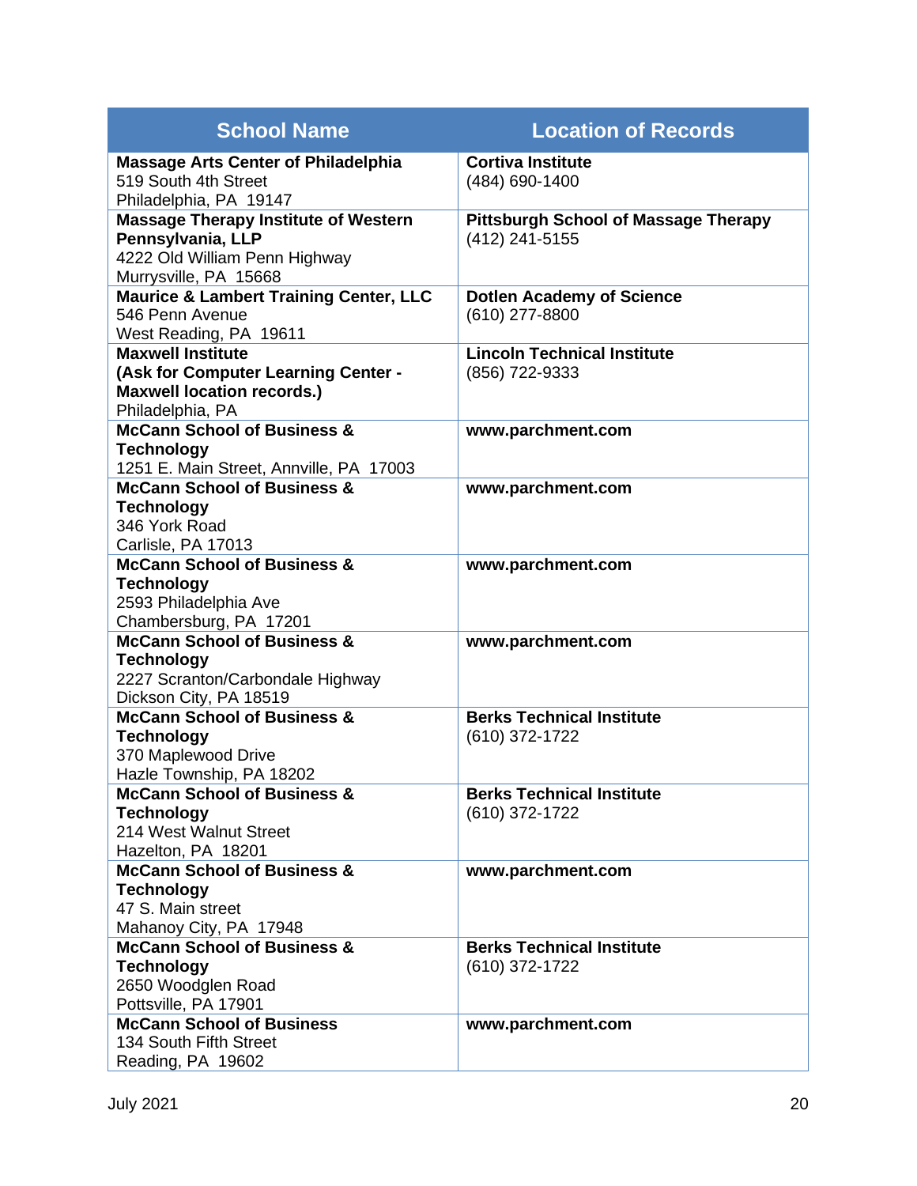| School Name | Location of Records |
|---|---|
| **Massage Arts Center of Philadelphia**<br>519 South 4th Street<br>Philadelphia, PA 19147 | **Cortiva Institute**<br>(484) 690-1400 |
| **Massage Therapy Institute of Western Pennsylvania, LLP**<br>4222 Old William Penn Highway<br>Murrysville, PA 15668 | **Pittsburgh School of Massage Therapy**<br>(412) 241-5155 |
| **Maurice & Lambert Training Center, LLC**<br>546 Penn Avenue<br>West Reading, PA 19611 | **Dotlen Academy of Science**<br>(610) 277-8800 |
| **Maxwell Institute**<br>**(Ask for Computer Learning Center - Maxwell location records.)**<br>Philadelphia, PA | **Lincoln Technical Institute**<br>(856) 722-9333 |
| **McCann School of Business & Technology**<br>1251 E. Main Street, Annville, PA 17003 | **www.parchment.com** |
| **McCann School of Business & Technology**<br>346 York Road<br>Carlisle, PA 17013 | **www.parchment.com** |
| **McCann School of Business & Technology**<br>2593 Philadelphia Ave<br>Chambersburg, PA 17201 | **www.parchment.com** |
| **McCann School of Business & Technology**<br>2227 Scranton/Carbondale Highway<br>Dickson City, PA 18519 | **www.parchment.com** |
| **McCann School of Business & Technology**<br>370 Maplewood Drive<br>Hazle Township, PA 18202 | **Berks Technical Institute**<br>(610) 372-1722 |
| **McCann School of Business & Technology**<br>214 West Walnut Street<br>Hazelton, PA 18201 | **Berks Technical Institute**<br>(610) 372-1722 |
| **McCann School of Business & Technology**<br>47 S. Main street<br>Mahanoy City, PA 17948 | **www.parchment.com** |
| **McCann School of Business & Technology**<br>2650 Woodglen Road<br>Pottsville, PA 17901 | **Berks Technical Institute**<br>(610) 372-1722 |
| **McCann School of Business**<br>134 South Fifth Street<br>Reading, PA 19602 | **www.parchment.com** |

July 2021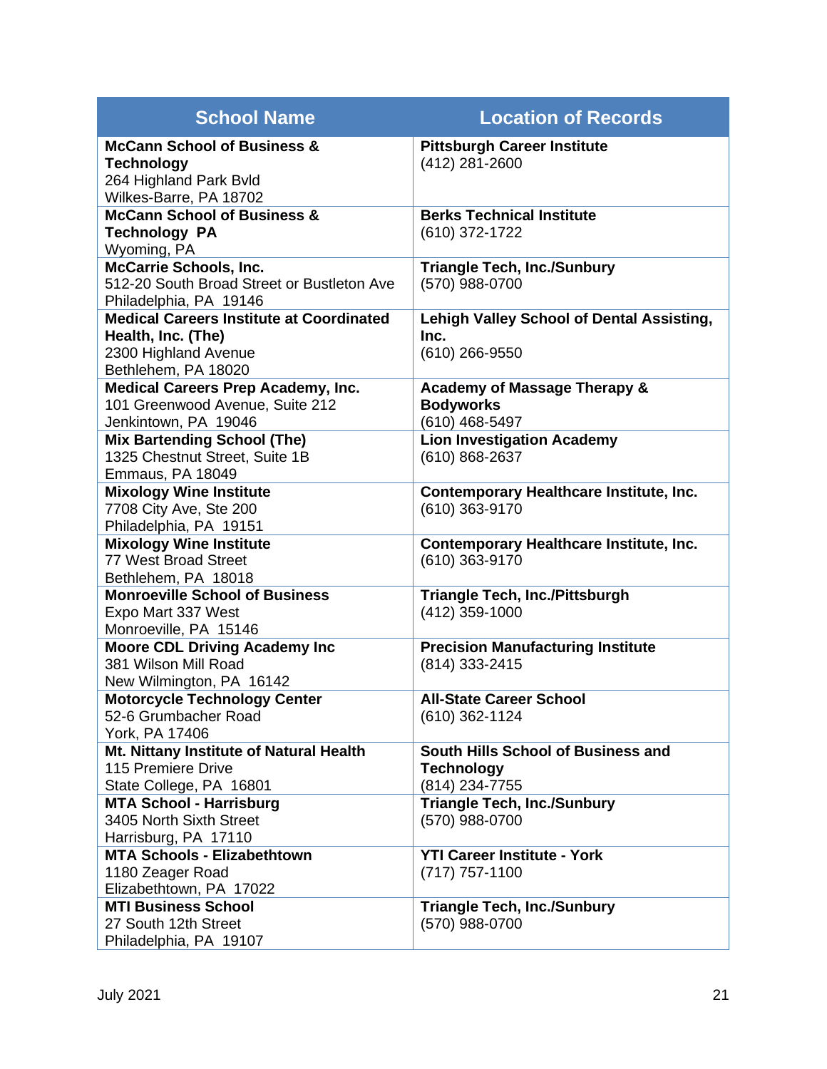| School Name | Location of Records |
|---|---|
| **McCann School of Business & Technology**<br>264 Highland Park Bvld<br>Wilkes-Barre, PA 18702 | **Pittsburgh Career Institute**<br>(412) 281-2600 |
| **McCann School of Business & Technology PA**<br>Wyoming, PA | **Berks Technical Institute**<br>(610) 372-1722 |
| **McCarrie Schools, Inc.**<br>512-20 South Broad Street or Bustleton Ave<br>Philadelphia, PA 19146 | **Triangle Tech, Inc./Sunbury**<br>(570) 988-0700 |
| **Medical Careers Institute at Coordinated Health, Inc. (The)**<br>2300 Highland Avenue<br>Bethlehem, PA 18020 | **Lehigh Valley School of Dental Assisting, Inc.**<br>(610) 266-9550 |
| **Medical Careers Prep Academy, Inc.**<br>101 Greenwood Avenue, Suite 212<br>Jenkintown, PA 19046 | **Academy of Massage Therapy & Bodyworks**<br>(610) 468-5497 |
| **Mix Bartending School (The)**<br>1325 Chestnut Street, Suite 1B<br>Emmaus, PA 18049 | **Lion Investigation Academy**<br>(610) 868-2637 |
| **Mixology Wine Institute**<br>7708 City Ave, Ste 200<br>Philadelphia, PA 19151 | **Contemporary Healthcare Institute, Inc.**<br>(610) 363-9170 |
| **Mixology Wine Institute**<br>77 West Broad Street<br>Bethlehem, PA 18018 | **Contemporary Healthcare Institute, Inc.**<br>(610) 363-9170 |
| **Monroeville School of Business**<br>Expo Mart 337 West<br>Monroeville, PA 15146 | **Triangle Tech, Inc./Pittsburgh**<br>(412) 359-1000 |
| **Moore CDL Driving Academy Inc**<br>381 Wilson Mill Road<br>New Wilmington, PA 16142 | **Precision Manufacturing Institute**<br>(814) 333-2415 |
| **Motorcycle Technology Center**<br>52-6 Grumbacher Road<br>York, PA 17406 | **All-State Career School**<br>(610) 362-1124 |
| **Mt. Nittany Institute of Natural Health**<br>115 Premiere Drive<br>State College, PA 16801 | **South Hills School of Business and Technology**<br>(814) 234-7755 |
| **MTA School - Harrisburg**<br>3405 North Sixth Street<br>Harrisburg, PA 17110 | **Triangle Tech, Inc./Sunbury**<br>(570) 988-0700 |
| **MTA Schools - Elizabethtown**<br>1180 Zeager Road<br>Elizabethtown, PA 17022 | **YTI Career Institute - York**<br>(717) 757-1100 |
| **MTI Business School**<br>27 South 12th Street<br>Philadelphia, PA 19107 | **Triangle Tech, Inc./Sunbury**<br>(570) 988-0700 |

July 2021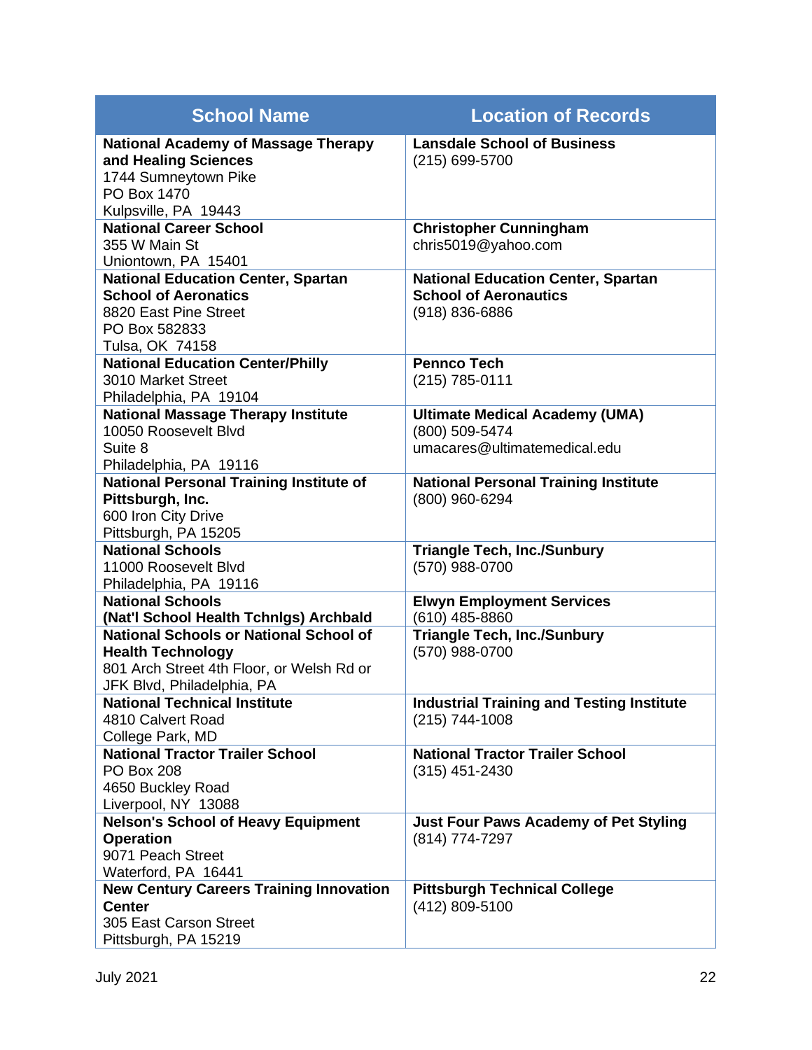| School Name | Location of Records |
|---|---|
| **National Academy of Massage Therapy and Healing Sciences**<br>1744 Sumneytown Pike<br>PO Box 1470<br>Kulpsville, PA 19443 | **Lansdale School of Business**<br>(215) 699-5700 |
| **National Career School**<br>355 W Main St<br>Uniontown, PA 15401 | **Christopher Cunningham**<br>chris5019@yahoo.com |
| **National Education Center, Spartan School of Aeronatics**<br>8820 East Pine Street<br>PO Box 582833<br>Tulsa, OK 74158 | **National Education Center, Spartan School of Aeronautics**<br>(918) 836-6886 |
| **National Education Center/Philly**<br>3010 Market Street<br>Philadelphia, PA 19104 | **Pennco Tech**<br>(215) 785-0111 |
| **National Massage Therapy Institute**<br>10050 Roosevelt Blvd<br>Suite 8<br>Philadelphia, PA 19116 | **Ultimate Medical Academy (UMA)**<br>(800) 509-5474<br>umacares@ultimatemedical.edu |
| **National Personal Training Institute of Pittsburgh, Inc.**<br>600 Iron City Drive<br>Pittsburgh, PA 15205 | **National Personal Training Institute**<br>(800) 960-6294 |
| **National Schools**<br>11000 Roosevelt Blvd<br>Philadelphia, PA 19116 | **Triangle Tech, Inc./Sunbury**<br>(570) 988-0700 |
| **National Schools**<br>**(Nat'l School Health Tchnlgs) Archbald** | **Elwyn Employment Services**<br>(610) 485-8860 |
| **National Schools or National School of Health Technology**<br>801 Arch Street 4th Floor, or Welsh Rd or JFK Blvd, Philadelphia, PA | **Triangle Tech, Inc./Sunbury**<br>(570) 988-0700 |
| **National Technical Institute**<br>4810 Calvert Road<br>College Park, MD | **Industrial Training and Testing Institute**<br>(215) 744-1008 |
| **National Tractor Trailer School**<br>PO Box 208<br>4650 Buckley Road<br>Liverpool, NY 13088 | **National Tractor Trailer School**<br>(315) 451-2430 |
| **Nelson's School of Heavy Equipment Operation**<br>9071 Peach Street<br>Waterford, PA 16441 | **Just Four Paws Academy of Pet Styling**<br>(814) 774-7297 |
| **New Century Careers Training Innovation Center**<br>305 East Carson Street<br>Pittsburgh, PA 15219 | **Pittsburgh Technical College**<br>(412) 809-5100 |

July 2021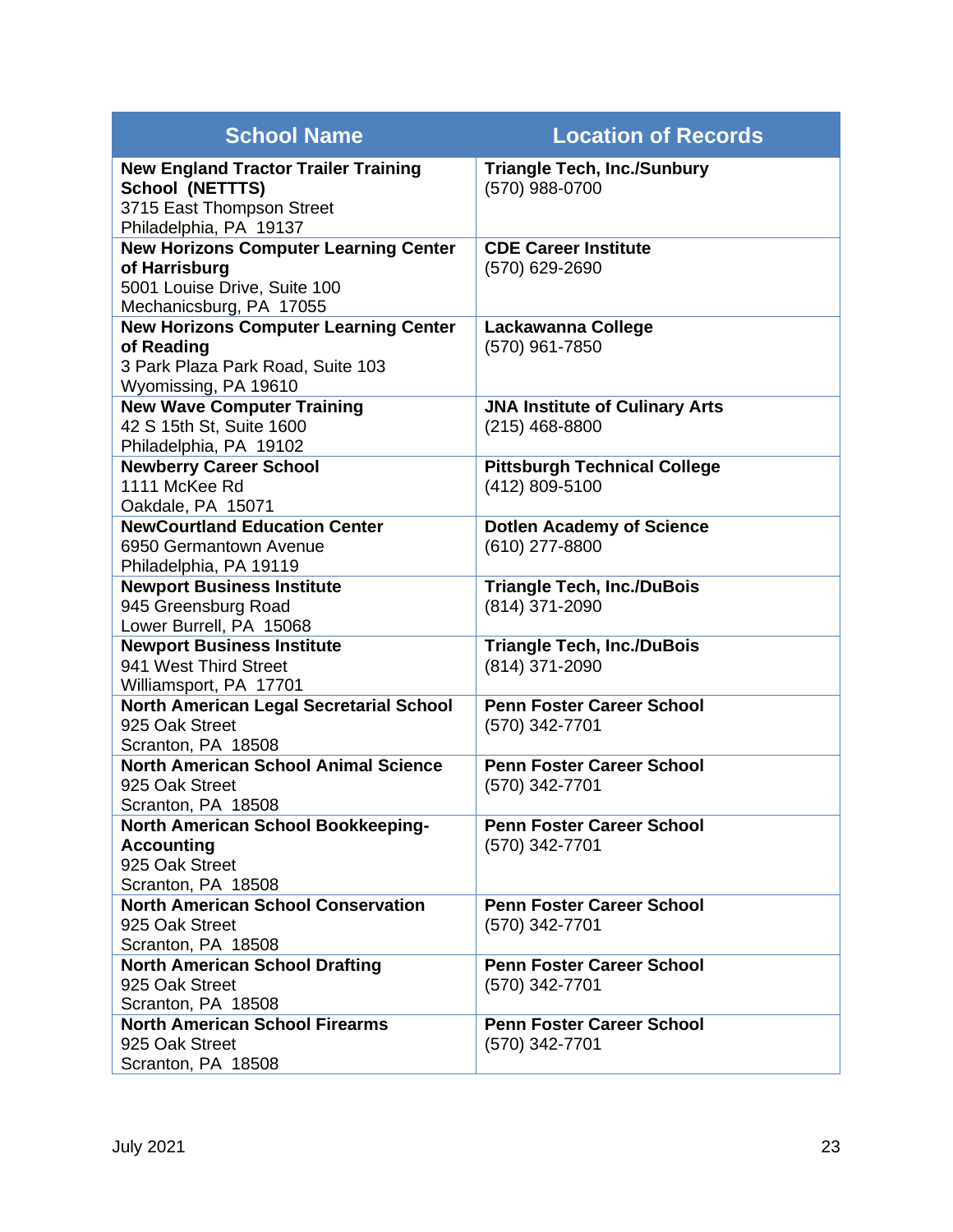| School Name | Location of Records |
|---|---|
| **New England Tractor Trailer Training School (NETTTS)**<br>3715 East Thompson Street<br>Philadelphia, PA 19137 | **Triangle Tech, Inc./Sunbury**<br>(570) 988-0700 |
| **New Horizons Computer Learning Center of Harrisburg**<br>5001 Louise Drive, Suite 100<br>Mechanicsburg, PA 17055 | **CDE Career Institute**<br>(570) 629-2690 |
| **New Horizons Computer Learning Center of Reading**<br>3 Park Plaza Park Road, Suite 103<br>Wyomissing, PA 19610 | **Lackawanna College**<br>(570) 961-7850 |
| **New Wave Computer Training**<br>42 S 15th St, Suite 1600<br>Philadelphia, PA 19102 | **JNA Institute of Culinary Arts**<br>(215) 468-8800 |
| **Newberry Career School**<br>1111 McKee Rd<br>Oakdale, PA 15071 | **Pittsburgh Technical College**<br>(412) 809-5100 |
| **NewCourtland Education Center**<br>6950 Germantown Avenue<br>Philadelphia, PA 19119 | **Dotlen Academy of Science**<br>(610) 277-8800 |
| **Newport Business Institute**<br>945 Greensburg Road<br>Lower Burrell, PA 15068 | **Triangle Tech, Inc./DuBois**<br>(814) 371-2090 |
| **Newport Business Institute**<br>941 West Third Street<br>Williamsport, PA 17701 | **Triangle Tech, Inc./DuBois**<br>(814) 371-2090 |
| **North American Legal Secretarial School**<br>925 Oak Street<br>Scranton, PA 18508 | **Penn Foster Career School**<br>(570) 342-7701 |
| **North American School Animal Science**<br>925 Oak Street<br>Scranton, PA 18508 | **Penn Foster Career School**<br>(570) 342-7701 |
| **North American School Bookkeeping-Accounting**<br>925 Oak Street<br>Scranton, PA 18508 | **Penn Foster Career School**<br>(570) 342-7701 |
| **North American School Conservation**<br>925 Oak Street<br>Scranton, PA 18508 | **Penn Foster Career School**<br>(570) 342-7701 |
| **North American School Drafting**<br>925 Oak Street<br>Scranton, PA 18508 | **Penn Foster Career School**<br>(570) 342-7701 |
| **North American School Firearms**<br>925 Oak Street<br>Scranton, PA 18508 | **Penn Foster Career School**<br>(570) 342-7701 |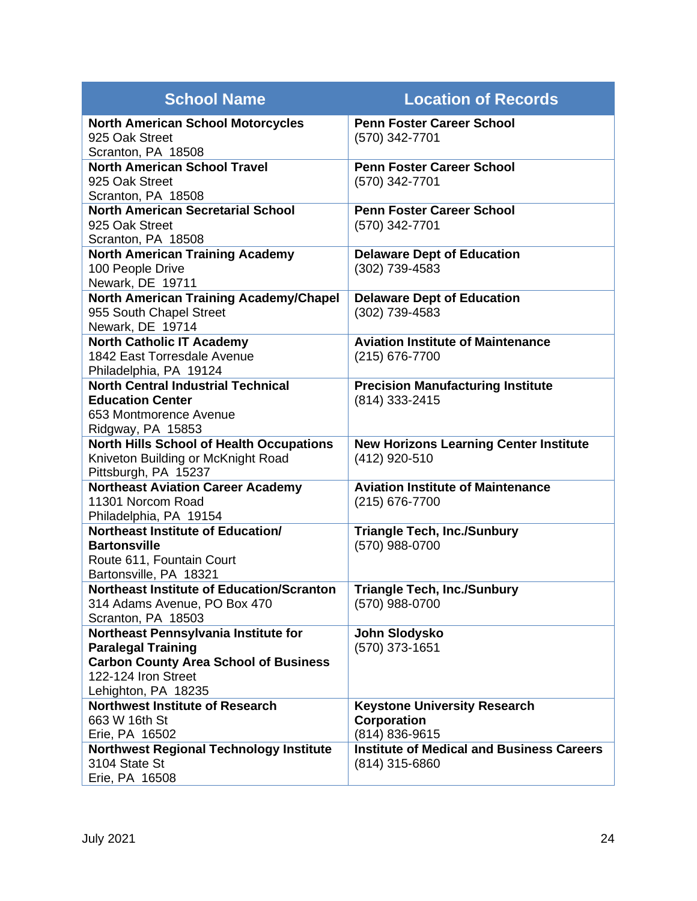| School Name | Location of Records |
|---|---|
| **North American School Motorcycles**<br>925 Oak Street<br>Scranton, PA 18508 | **Penn Foster Career School**<br>(570) 342-7701 |
| **North American School Travel**<br>925 Oak Street<br>Scranton, PA 18508 | **Penn Foster Career School**<br>(570) 342-7701 |
| **North American Secretarial School**<br>925 Oak Street<br>Scranton, PA 18508 | **Penn Foster Career School**<br>(570) 342-7701 |
| **North American Training Academy**<br>100 People Drive<br>Newark, DE 19711 | **Delaware Dept of Education**<br>(302) 739-4583 |
| **North American Training Academy/Chapel**<br>955 South Chapel Street<br>Newark, DE 19714 | **Delaware Dept of Education**<br>(302) 739-4583 |
| **North Catholic IT Academy**<br>1842 East Torresdale Avenue<br>Philadelphia, PA 19124 | **Aviation Institute of Maintenance**<br>(215) 676-7700 |
| **North Central Industrial Technical Education Center**<br>653 Montmorence Avenue<br>Ridgway, PA 15853 | **Precision Manufacturing Institute**<br>(814) 333-2415 |
| **North Hills School of Health Occupations**<br>Kniveton Building or McKnight Road<br>Pittsburgh, PA 15237 | **New Horizons Learning Center Institute**<br>(412) 920-510 |
| **Northeast Aviation Career Academy**<br>11301 Norcom Road<br>Philadelphia, PA 19154 | **Aviation Institute of Maintenance**<br>(215) 676-7700 |
| **Northeast Institute of Education/ Bartonsville**<br>Route 611, Fountain Court<br>Bartonsville, PA 18321 | **Triangle Tech, Inc./Sunbury**<br>(570) 988-0700 |
| **Northeast Institute of Education/Scranton**<br>314 Adams Avenue, PO Box 470<br>Scranton, PA 18503 | **Triangle Tech, Inc./Sunbury**<br>(570) 988-0700 |
| **Northeast Pennsylvania Institute for Paralegal Training**<br>**Carbon County Area School of Business**<br>122-124 Iron Street<br>Lehighton, PA 18235 | **John Slodysko**<br>(570) 373-1651 |
| **Northwest Institute of Research**<br>663 W 16th St<br>Erie, PA 16502 | **Keystone University Research Corporation**<br>(814) 836-9615 |
| **Northwest Regional Technology Institute**<br>3104 State St<br>Erie, PA 16508 | **Institute of Medical and Business Careers**<br>(814) 315-6860 |

July 2021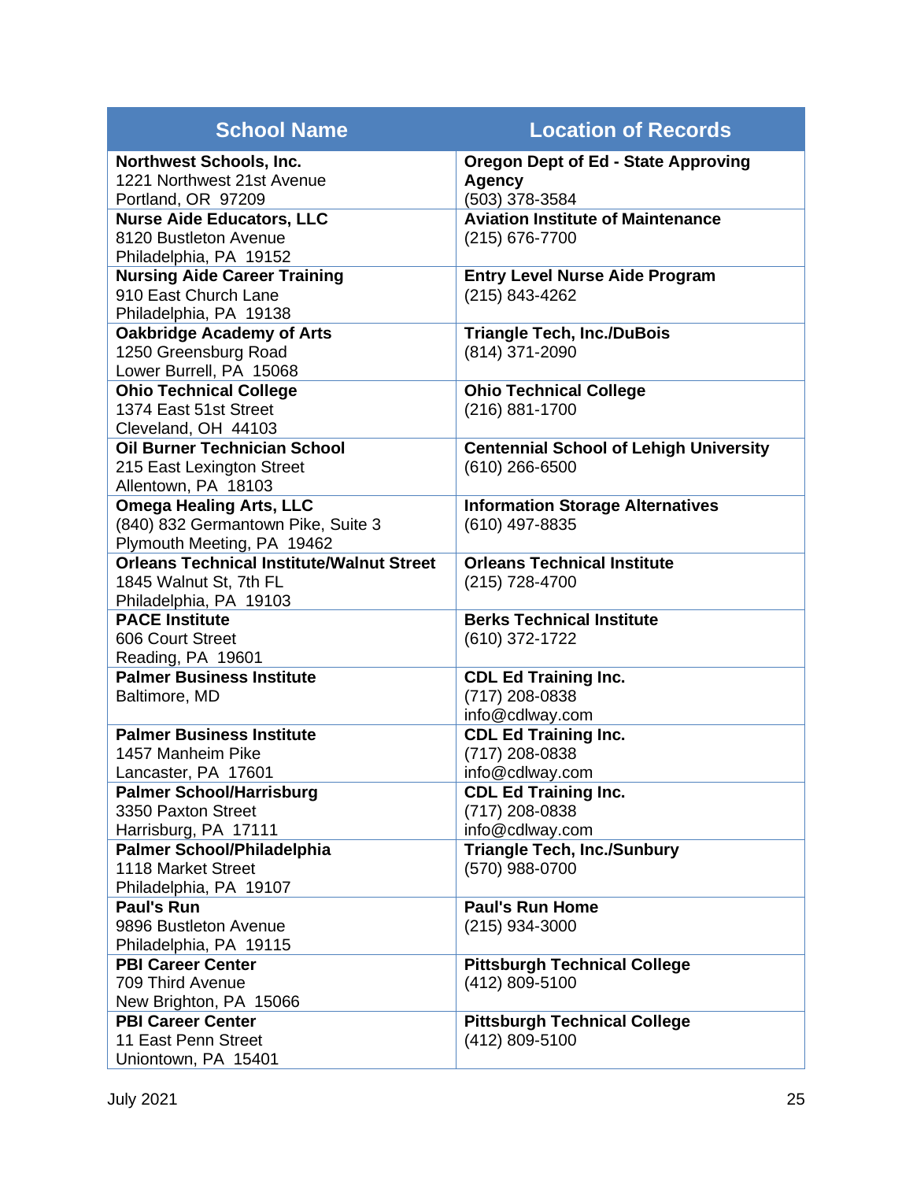| School Name | Location of Records |
|---|---|
| **Northwest Schools, Inc.**<br>1221 Northwest 21st Avenue<br>Portland, OR  97209 | **Oregon Dept of Ed - State Approving Agency**<br>(503) 378-3584 |
| **Nurse Aide Educators, LLC**<br>8120 Bustleton Avenue<br>Philadelphia, PA  19152 | **Aviation Institute of Maintenance**<br>(215) 676-7700 |
| **Nursing Aide Career Training**<br>910 East Church Lane<br>Philadelphia, PA  19138 | **Entry Level Nurse Aide Program**<br>(215) 843-4262 |
| **Oakbridge Academy of Arts**<br>1250 Greensburg Road<br>Lower Burrell, PA  15068 | **Triangle Tech, Inc./DuBois**<br>(814) 371-2090 |
| **Ohio Technical College**<br>1374 East 51st Street<br>Cleveland, OH  44103 | **Ohio Technical College**<br>(216) 881-1700 |
| **Oil Burner Technician School**<br>215 East Lexington Street<br>Allentown, PA  18103 | **Centennial School of Lehigh University**<br>(610) 266-6500 |
| **Omega Healing Arts, LLC**<br>(840) 832 Germantown Pike, Suite 3<br>Plymouth Meeting, PA  19462 | **Information Storage Alternatives**<br>(610) 497-8835 |
| **Orleans Technical Institute/Walnut Street**<br>1845 Walnut St, 7th FL<br>Philadelphia, PA  19103 | **Orleans Technical Institute**<br>(215) 728-4700 |
| **PACE Institute**<br>606 Court Street<br>Reading, PA  19601 | **Berks Technical Institute**<br>(610) 372-1722 |
| **Palmer Business Institute**<br>Baltimore, MD | **CDL Ed Training Inc.**<br>(717) 208-0838<br>info@cdlway.com |
| **Palmer Business Institute**<br>1457 Manheim Pike<br>Lancaster, PA  17601 | **CDL Ed Training Inc.**<br>(717) 208-0838<br>info@cdlway.com |
| **Palmer School/Harrisburg**<br>3350 Paxton Street<br>Harrisburg, PA  17111 | **CDL Ed Training Inc.**<br>(717) 208-0838<br>info@cdlway.com |
| **Palmer School/Philadelphia**<br>1118 Market Street<br>Philadelphia, PA  19107 | **Triangle Tech, Inc./Sunbury**<br>(570) 988-0700 |
| **Paul's Run**<br>9896 Bustleton Avenue<br>Philadelphia, PA  19115 | **Paul's Run Home**<br>(215) 934-3000 |
| **PBI Career Center**<br>709 Third Avenue<br>New Brighton, PA  15066 | **Pittsburgh Technical College**<br>(412) 809-5100 |
| **PBI Career Center**<br>11 East Penn Street<br>Uniontown, PA  15401 | **Pittsburgh Technical College**<br>(412) 809-5100 |

July 2021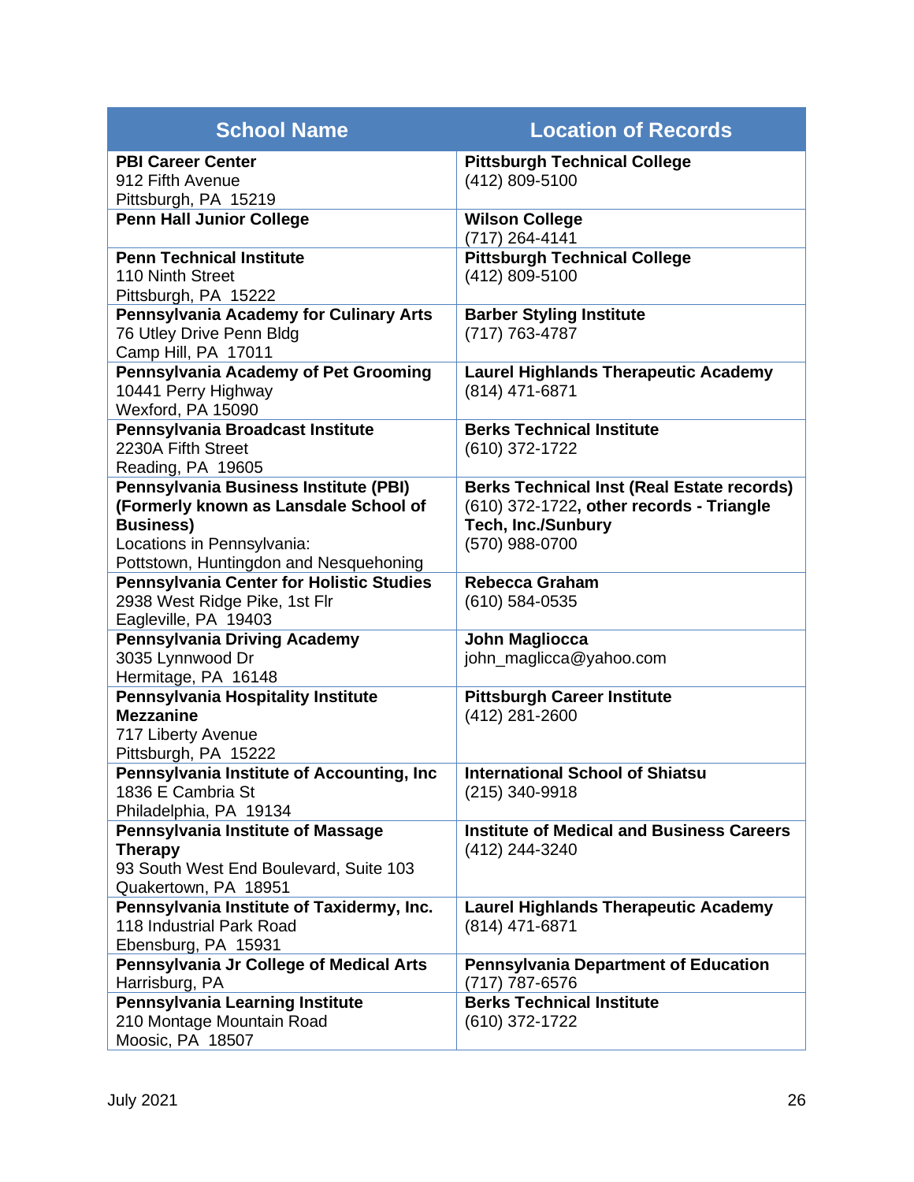| School Name | Location of Records |
|---|---|
| **PBI Career Center**<br>912 Fifth Avenue<br>Pittsburgh, PA 15219 | **Pittsburgh Technical College**<br>(412) 809-5100 |
| **Penn Hall Junior College** | **Wilson College**<br>(717) 264-4141 |
| **Penn Technical Institute**<br>110 Ninth Street<br>Pittsburgh, PA 15222 | **Pittsburgh Technical College**<br>(412) 809-5100 |
| **Pennsylvania Academy for Culinary Arts**<br>76 Utley Drive Penn Bldg<br>Camp Hill, PA 17011 | **Barber Styling Institute**<br>(717) 763-4787 |
| **Pennsylvania Academy of Pet Grooming**<br>10441 Perry Highway<br>Wexford, PA 15090 | **Laurel Highlands Therapeutic Academy**<br>(814) 471-6871 |
| **Pennsylvania Broadcast Institute**<br>2230A Fifth Street<br>Reading, PA 19605 | **Berks Technical Institute**<br>(610) 372-1722 |
| **Pennsylvania Business Institute (PBI) (Formerly known as Lansdale School of Business)**<br>Locations in Pennsylvania:<br>Pottstown, Huntingdon and Nesquehoning | **Berks Technical Inst (Real Estate records)**<br>(610) 372-1722, **other records - Triangle Tech, Inc./Sunbury**<br>(570) 988-0700 |
| **Pennsylvania Center for Holistic Studies**<br>2938 West Ridge Pike, 1st Flr<br>Eagleville, PA 19403 | **Rebecca Graham**<br>(610) 584-0535 |
| **Pennsylvania Driving Academy**<br>3035 Lynnwood Dr<br>Hermitage, PA 16148 | **John Magliocca**<br>john_maglicca@yahoo.com |
| **Pennsylvania Hospitality Institute Mezzanine**<br>717 Liberty Avenue<br>Pittsburgh, PA 15222 | **Pittsburgh Career Institute**<br>(412) 281-2600 |
| **Pennsylvania Institute of Accounting, Inc**<br>1836 E Cambria St<br>Philadelphia, PA 19134 | **International School of Shiatsu**<br>(215) 340-9918 |
| **Pennsylvania Institute of Massage Therapy**<br>93 South West End Boulevard, Suite 103<br>Quakertown, PA 18951 | **Institute of Medical and Business Careers**<br>(412) 244-3240 |
| **Pennsylvania Institute of Taxidermy, Inc.**<br>118 Industrial Park Road<br>Ebensburg, PA 15931 | **Laurel Highlands Therapeutic Academy**<br>(814) 471-6871 |
| **Pennsylvania Jr College of Medical Arts**<br>Harrisburg, PA | **Pennsylvania Department of Education**<br>(717) 787-6576 |
| **Pennsylvania Learning Institute**<br>210 Montage Mountain Road<br>Moosic, PA 18507 | **Berks Technical Institute**<br>(610) 372-1722 |

July 2021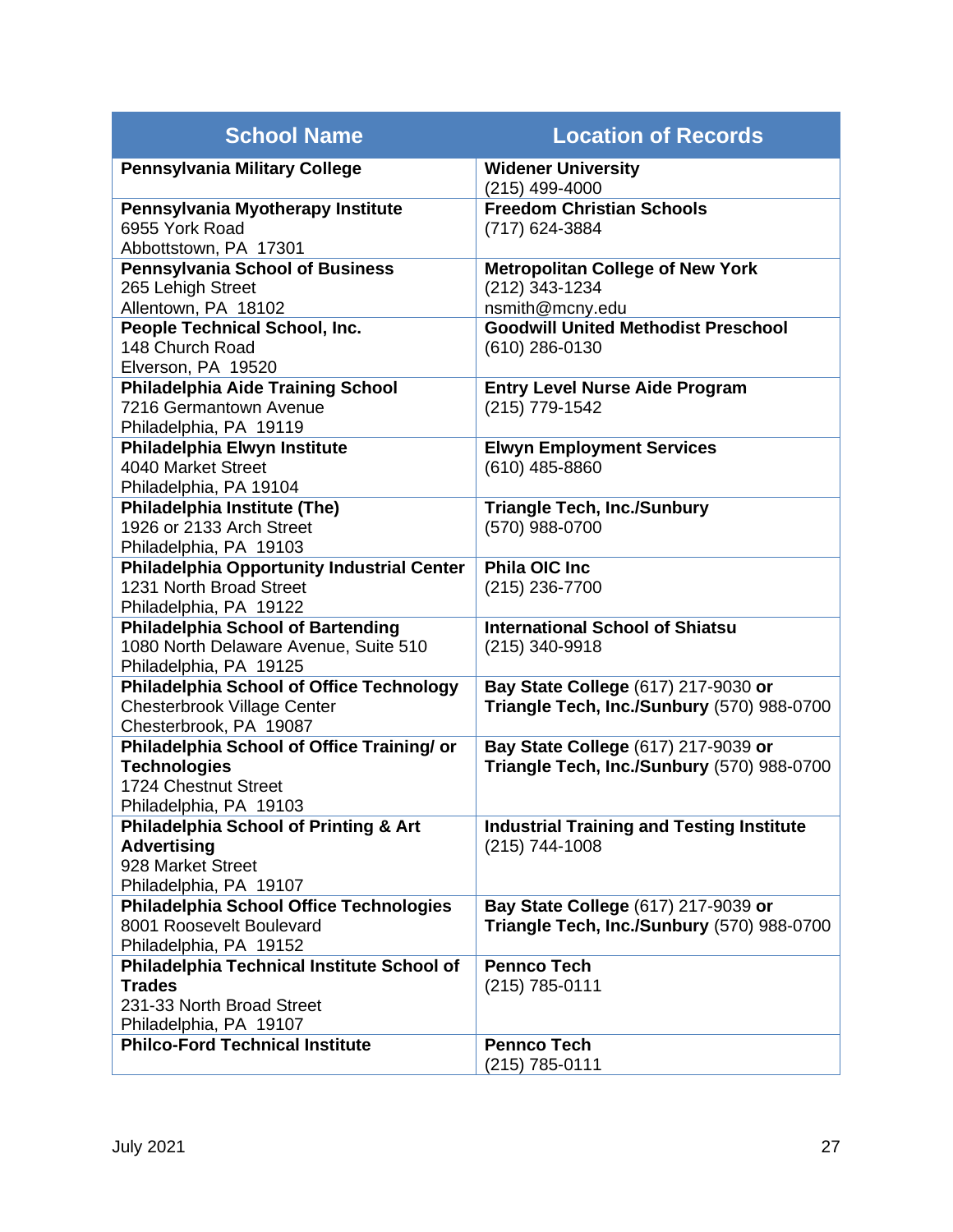| School Name | Location of Records |
|---|---|
| **Pennsylvania Military College** | **Widener University**<br>(215) 499-4000 |
| **Pennsylvania Myotherapy Institute**<br>6955 York Road<br>Abbottstown, PA 17301 | **Freedom Christian Schools**<br>(717) 624-3884 |
| **Pennsylvania School of Business**<br>265 Lehigh Street<br>Allentown, PA 18102 | **Metropolitan College of New York**<br>(212) 343-1234<br>nsmith@mcny.edu |
| **People Technical School, Inc.**<br>148 Church Road<br>Elverson, PA 19520 | **Goodwill United Methodist Preschool**<br>(610) 286-0130 |
| **Philadelphia Aide Training School**<br>7216 Germantown Avenue<br>Philadelphia, PA 19119 | **Entry Level Nurse Aide Program**<br>(215) 779-1542 |
| **Philadelphia Elwyn Institute**<br>4040 Market Street<br>Philadelphia, PA 19104 | **Elwyn Employment Services**<br>(610) 485-8860 |
| **Philadelphia Institute (The)**<br>1926 or 2133 Arch Street<br>Philadelphia, PA 19103 | **Triangle Tech, Inc./Sunbury**<br>(570) 988-0700 |
| **Philadelphia Opportunity Industrial Center**<br>1231 North Broad Street<br>Philadelphia, PA 19122 | **Phila OIC Inc**<br>(215) 236-7700 |
| **Philadelphia School of Bartending**<br>1080 North Delaware Avenue, Suite 510<br>Philadelphia, PA 19125 | **International School of Shiatsu**<br>(215) 340-9918 |
| **Philadelphia School of Office Technology**<br>Chesterbrook Village Center<br>Chesterbrook, PA 19087 | **Bay State College** (617) 217-9030 **or**<br>**Triangle Tech, Inc./Sunbury** (570) 988-0700 |
| **Philadelphia School of Office Training/ or Technologies**<br>1724 Chestnut Street<br>Philadelphia, PA 19103 | **Bay State College** (617) 217-9039 **or**<br>**Triangle Tech, Inc./Sunbury** (570) 988-0700 |
| **Philadelphia School of Printing & Art Advertising**<br>928 Market Street<br>Philadelphia, PA 19107 | **Industrial Training and Testing Institute**<br>(215) 744-1008 |
| **Philadelphia School Office Technologies**<br>8001 Roosevelt Boulevard<br>Philadelphia, PA 19152 | **Bay State College** (617) 217-9039 **or**<br>**Triangle Tech, Inc./Sunbury** (570) 988-0700 |
| **Philadelphia Technical Institute School of Trades**<br>231-33 North Broad Street<br>Philadelphia, PA 19107 | **Pennco Tech**<br>(215) 785-0111 |
| **Philco-Ford Technical Institute** | **Pennco Tech**<br>(215) 785-0111 |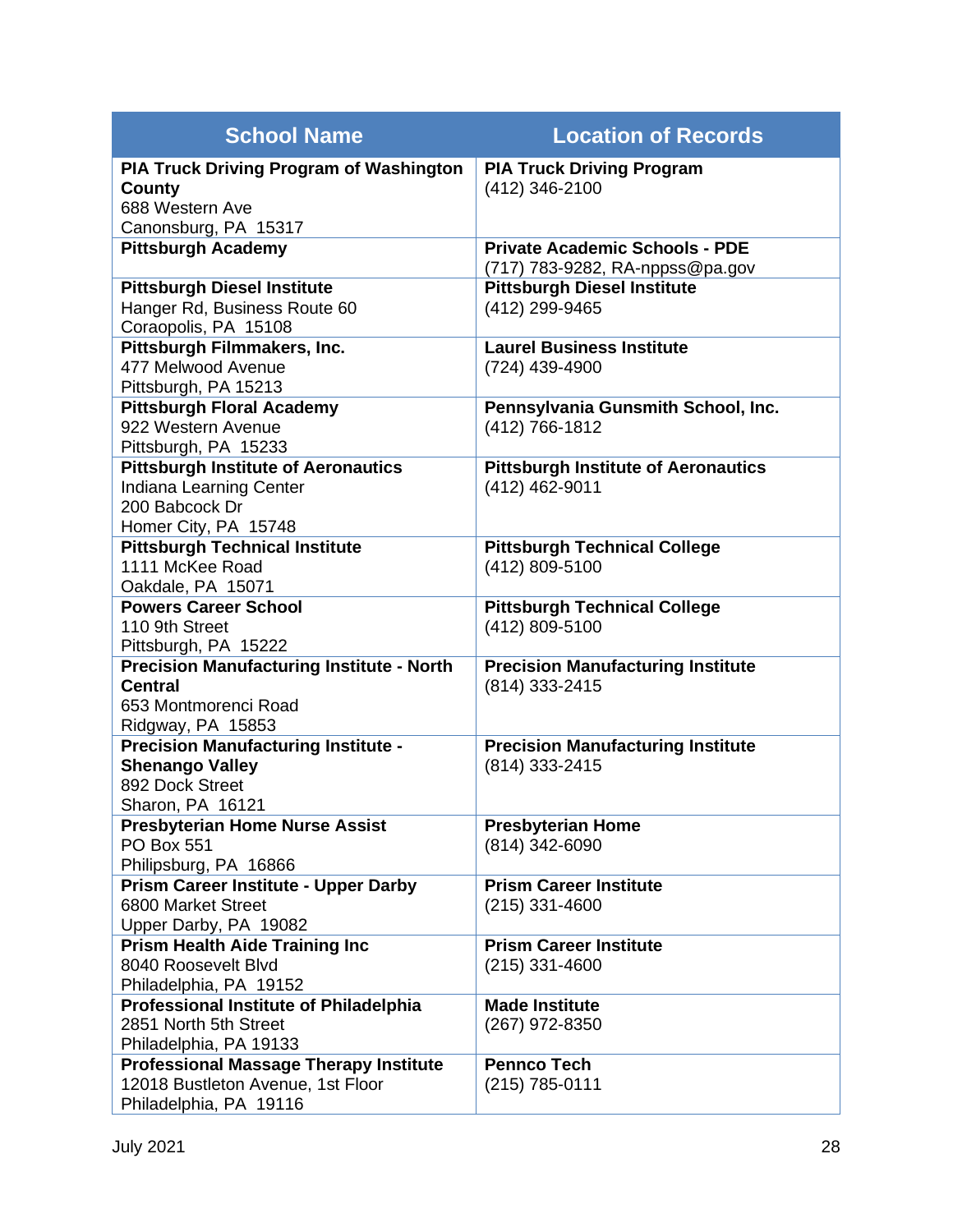| School Name | Location of Records |
| --- | --- |
| **PIA Truck Driving Program of Washington County**<br>688 Western Ave<br>Canonsburg, PA 15317 | **PIA Truck Driving Program**<br>(412) 346-2100 |
| **Pittsburgh Academy** | **Private Academic Schools - PDE**<br>(717) 783-9282, RA-nppss@pa.gov |
| **Pittsburgh Diesel Institute**<br>Hanger Rd, Business Route 60<br>Coraopolis, PA 15108 | **Pittsburgh Diesel Institute**<br>(412) 299-9465 |
| **Pittsburgh Filmmakers, Inc.**<br>477 Melwood Avenue<br>Pittsburgh, PA 15213 | **Laurel Business Institute**<br>(724) 439-4900 |
| **Pittsburgh Floral Academy**<br>922 Western Avenue<br>Pittsburgh, PA 15233 | **Pennsylvania Gunsmith School, Inc.**<br>(412) 766-1812 |
| **Pittsburgh Institute of Aeronautics**<br>Indiana Learning Center<br>200 Babcock Dr<br>Homer City, PA 15748 | **Pittsburgh Institute of Aeronautics**<br>(412) 462-9011 |
| **Pittsburgh Technical Institute**<br>1111 McKee Road<br>Oakdale, PA 15071 | **Pittsburgh Technical College**<br>(412) 809-5100 |
| **Powers Career School**<br>110 9th Street<br>Pittsburgh, PA 15222 | **Pittsburgh Technical College**<br>(412) 809-5100 |
| **Precision Manufacturing Institute - North Central**<br>653 Montmorenci Road<br>Ridgway, PA 15853 | **Precision Manufacturing Institute**<br>(814) 333-2415 |
| **Precision Manufacturing Institute - Shenango Valley**<br>892 Dock Street<br>Sharon, PA 16121 | **Precision Manufacturing Institute**<br>(814) 333-2415 |
| **Presbyterian Home Nurse Assist**<br>PO Box 551<br>Philipsburg, PA 16866 | **Presbyterian Home**<br>(814) 342-6090 |
| **Prism Career Institute - Upper Darby**<br>6800 Market Street<br>Upper Darby, PA 19082 | **Prism Career Institute**<br>(215) 331-4600 |
| **Prism Health Aide Training Inc**<br>8040 Roosevelt Blvd<br>Philadelphia, PA 19152 | **Prism Career Institute**<br>(215) 331-4600 |
| **Professional Institute of Philadelphia**<br>2851 North 5th Street<br>Philadelphia, PA 19133 | **Made Institute**<br>(267) 972-8350 |
| **Professional Massage Therapy Institute**<br>12018 Bustleton Avenue, 1st Floor<br>Philadelphia, PA 19116 | **Pennco Tech**<br>(215) 785-0111 |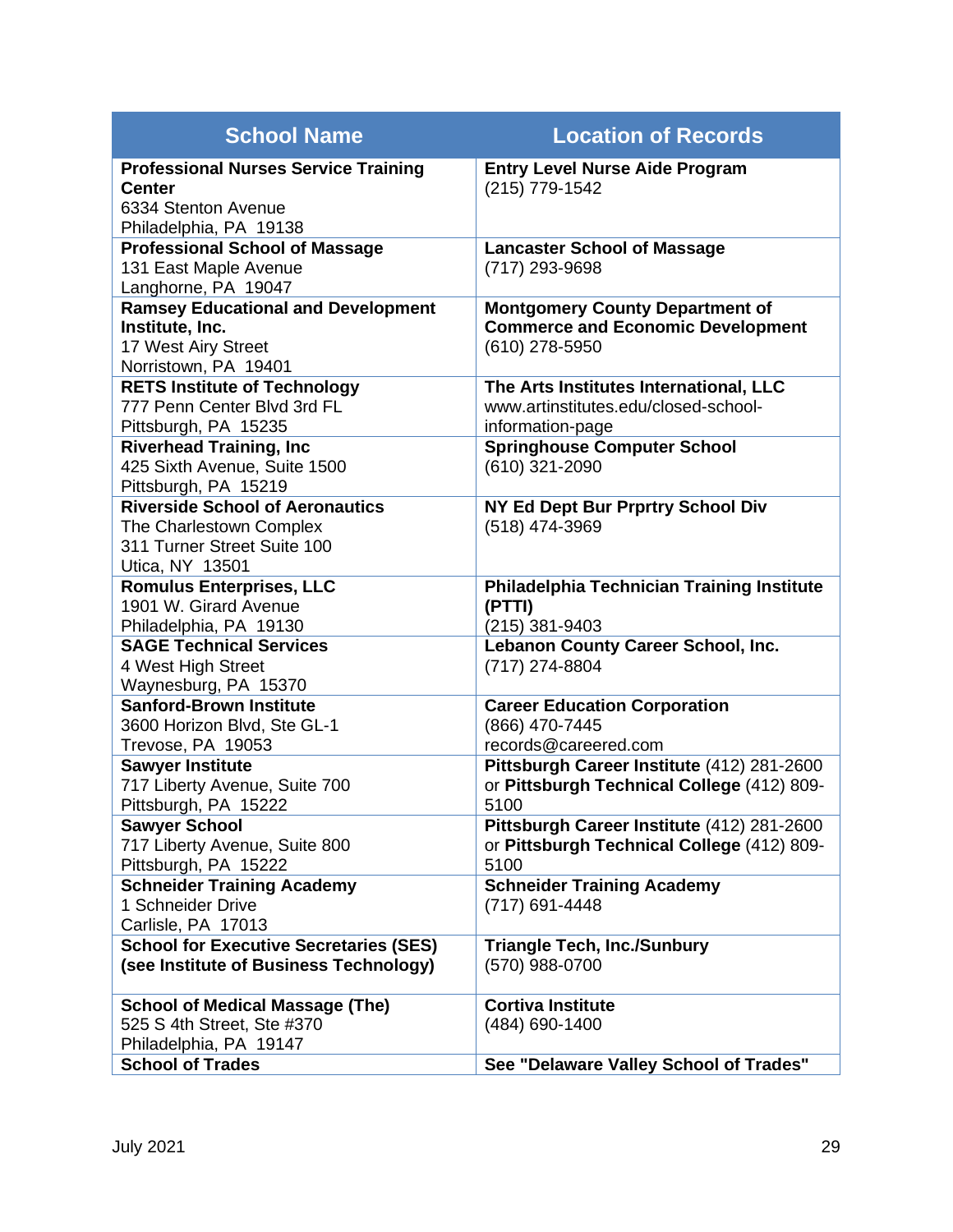| School Name | Location of Records |
|---|---|
| **Professional Nurses Service Training Center**<br>6334 Stenton Avenue<br>Philadelphia, PA 19138 | **Entry Level Nurse Aide Program**<br>(215) 779-1542 |
| **Professional School of Massage**<br>131 East Maple Avenue<br>Langhorne, PA 19047 | **Lancaster School of Massage**<br>(717) 293-9698 |
| **Ramsey Educational and Development Institute, Inc.**<br>17 West Airy Street<br>Norristown, PA 19401 | **Montgomery County Department of Commerce and Economic Development**<br>(610) 278-5950 |
| **RETS Institute of Technology**<br>777 Penn Center Blvd 3rd FL<br>Pittsburgh, PA 15235 | **The Arts Institutes International, LLC**<br>www.artinstitutes.edu/closed-school-information-page |
| **Riverhead Training, Inc**<br>425 Sixth Avenue, Suite 1500<br>Pittsburgh, PA 15219 | **Springhouse Computer School**<br>(610) 321-2090 |
| **Riverside School of Aeronautics**<br>The Charlestown Complex<br>311 Turner Street Suite 100<br>Utica, NY 13501 | **NY Ed Dept Bur Prprtry School Div**<br>(518) 474-3969 |
| **Romulus Enterprises, LLC**<br>1901 W. Girard Avenue<br>Philadelphia, PA 19130 | **Philadelphia Technician Training Institute (PTTI)**<br>(215) 381-9403 |
| **SAGE Technical Services**<br>4 West High Street<br>Waynesburg, PA 15370 | **Lebanon County Career School, Inc.**<br>(717) 274-8804 |
| **Sanford-Brown Institute**<br>3600 Horizon Blvd, Ste GL-1<br>Trevose, PA 19053 | **Career Education Corporation**<br>(866) 470-7445<br>records@careered.com |
| **Sawyer Institute**<br>717 Liberty Avenue, Suite 700<br>Pittsburgh, PA 15222 | **Pittsburgh Career Institute** (412) 281-2600 or **Pittsburgh Technical College** (412) 809-5100 |
| **Sawyer School**<br>717 Liberty Avenue, Suite 800<br>Pittsburgh, PA 15222 | **Pittsburgh Career Institute** (412) 281-2600 or **Pittsburgh Technical College** (412) 809-5100 |
| **Schneider Training Academy**<br>1 Schneider Drive<br>Carlisle, PA 17013 | **Schneider Training Academy**<br>(717) 691-4448 |
| **School for Executive Secretaries (SES) (see Institute of Business Technology)** | **Triangle Tech, Inc./Sunbury**<br>(570) 988-0700 |
| **School of Medical Massage (The)**<br>525 S 4th Street, Ste #370<br>Philadelphia, PA 19147 | **Cortiva Institute**<br>(484) 690-1400 |
| **School of Trades** | **See "Delaware Valley School of Trades"** |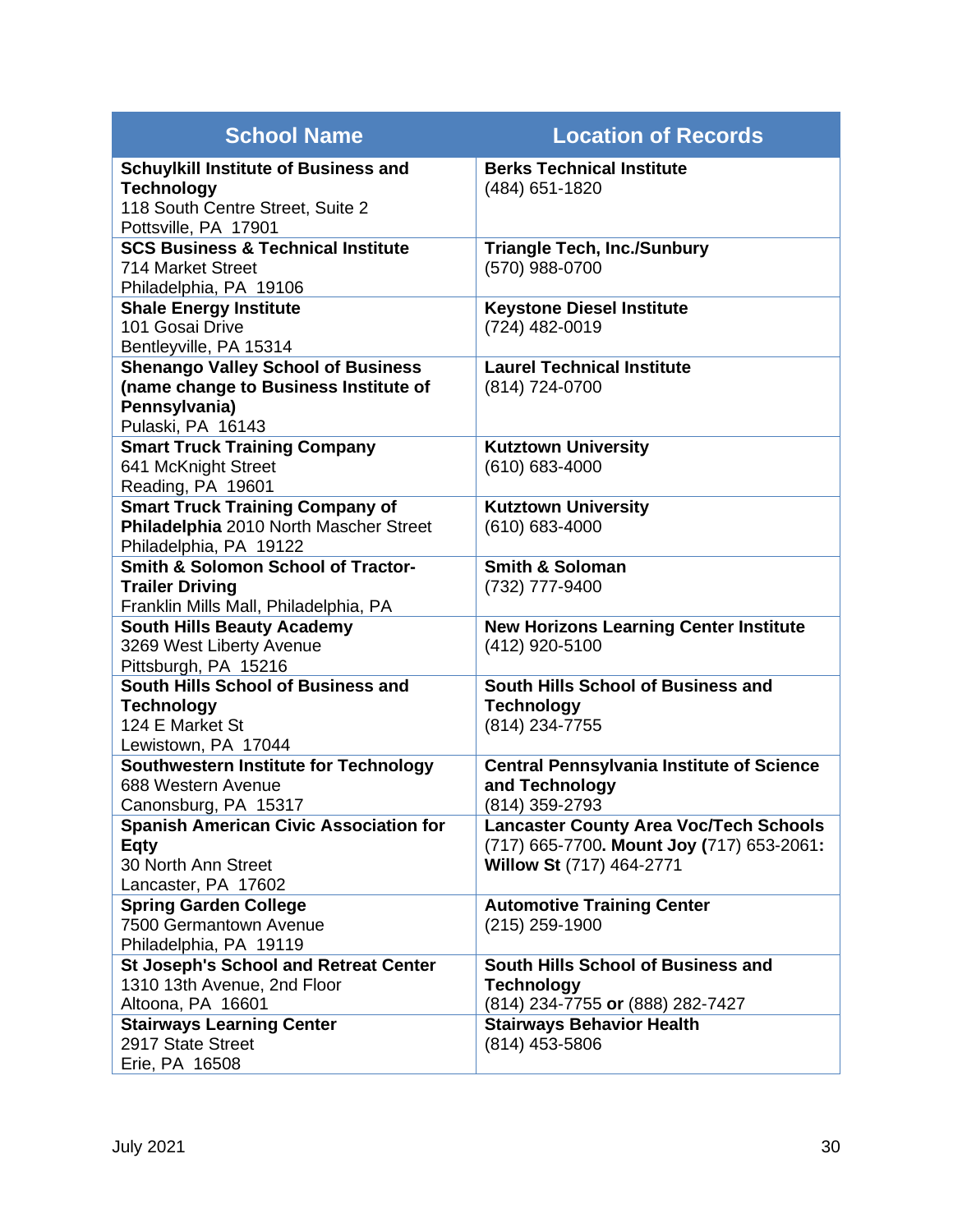| School Name | Location of Records |
|---|---|
| **Schuylkill Institute of Business and Technology** 118 South Centre Street, Suite 2 Pottsville, PA 17901 | **Berks Technical Institute** (484) 651-1820 |
| **SCS Business & Technical Institute** 714 Market Street Philadelphia, PA 19106 | **Triangle Tech, Inc./Sunbury** (570) 988-0700 |
| **Shale Energy Institute** 101 Gosai Drive Bentleyville, PA 15314 | **Keystone Diesel Institute** (724) 482-0019 |
| **Shenango Valley School of Business (name change to Business Institute of Pennsylvania)** Pulaski, PA 16143 | **Laurel Technical Institute** (814) 724-0700 |
| **Smart Truck Training Company** 641 McKnight Street Reading, PA 19601 | **Kutztown University** (610) 683-4000 |
| **Smart Truck Training Company of Philadelphia** 2010 North Mascher Street Philadelphia, PA 19122 | **Kutztown University** (610) 683-4000 |
| **Smith & Solomon School of Tractor-Trailer Driving** Franklin Mills Mall, Philadelphia, PA | **Smith & Soloman** (732) 777-9400 |
| **South Hills Beauty Academy** 3269 West Liberty Avenue Pittsburgh, PA 15216 | **New Horizons Learning Center Institute** (412) 920-5100 |
| **South Hills School of Business and Technology** 124 E Market St Lewistown, PA 17044 | **South Hills School of Business and Technology** (814) 234-7755 |
| **Southwestern Institute for Technology** 688 Western Avenue Canonsburg, PA 15317 | **Central Pennsylvania Institute of Science and Technology** (814) 359-2793 |
| **Spanish American Civic Association for Eqty** 30 North Ann Street Lancaster, PA 17602 | **Lancaster County Area Voc/Tech Schools** (717) 665-7700**. Mount Joy (**717) 653-2061**: Willow St** (717) 464-2771 |
| **Spring Garden College** 7500 Germantown Avenue Philadelphia, PA 19119 | **Automotive Training Center** (215) 259-1900 |
| **St Joseph's School and Retreat Center** 1310 13th Avenue, 2nd Floor Altoona, PA 16601 | **South Hills School of Business and Technology** (814) 234-7755 **or** (888) 282-7427 |
| **Stairways Learning Center** 2917 State Street Erie, PA 16508 | **Stairways Behavior Health** (814) 453-5806 |

July 2021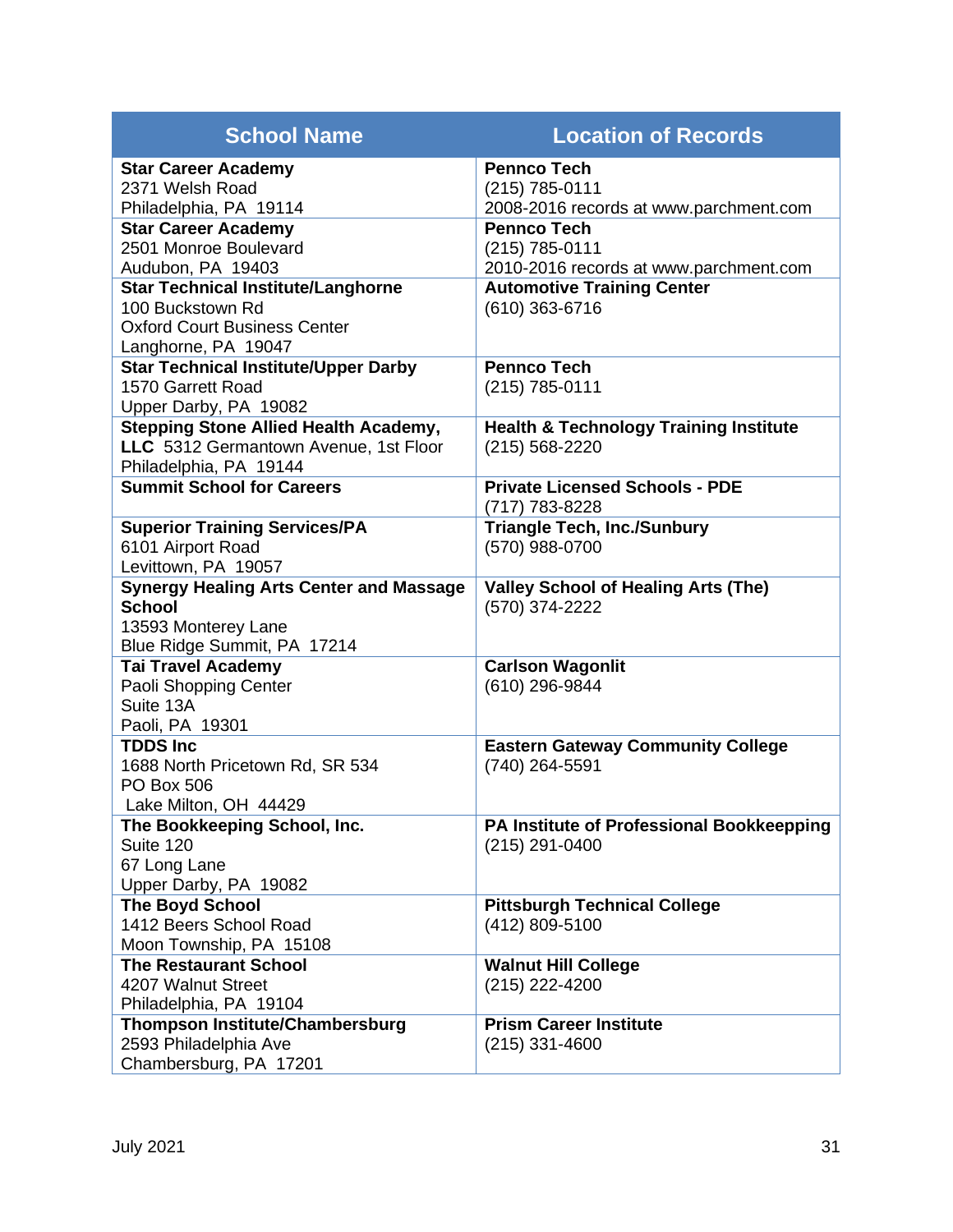| School Name | Location of Records |
|---|---|
| **Star Career Academy**<br>2371 Welsh Road<br>Philadelphia, PA 19114 | **Pennco Tech**<br>(215) 785-0111<br>2008-2016 records at www.parchment.com |
| **Star Career Academy**<br>2501 Monroe Boulevard<br>Audubon, PA 19403 | **Pennco Tech**<br>(215) 785-0111<br>2010-2016 records at www.parchment.com |
| **Star Technical Institute/Langhorne**<br>100 Buckstown Rd<br>Oxford Court Business Center<br>Langhorne, PA 19047 | **Automotive Training Center**<br>(610) 363-6716 |
| **Star Technical Institute/Upper Darby**<br>1570 Garrett Road<br>Upper Darby, PA 19082 | **Pennco Tech**<br>(215) 785-0111 |
| **Stepping Stone Allied Health Academy, LLC** 5312 Germantown Avenue, 1st Floor<br>Philadelphia, PA 19144 | **Health & Technology Training Institute**<br>(215) 568-2220 |
| **Summit School for Careers** | **Private Licensed Schools - PDE**<br>(717) 783-8228 |
| **Superior Training Services/PA**<br>6101 Airport Road<br>Levittown, PA 19057 | **Triangle Tech, Inc./Sunbury**<br>(570) 988-0700 |
| **Synergy Healing Arts Center and Massage School**<br>13593 Monterey Lane<br>Blue Ridge Summit, PA 17214 | **Valley School of Healing Arts (The)**<br>(570) 374-2222 |
| **Tai Travel Academy**<br>Paoli Shopping Center<br>Suite 13A<br>Paoli, PA 19301 | **Carlson Wagonlit**<br>(610) 296-9844 |
| **TDDS Inc**<br>1688 North Pricetown Rd, SR 534<br>PO Box 506<br>Lake Milton, OH 44429 | **Eastern Gateway Community College**<br>(740) 264-5591 |
| **The Bookkeeping School, Inc.**<br>Suite 120<br>67 Long Lane<br>Upper Darby, PA 19082 | **PA Institute of Professional Bookkeepping**<br>(215) 291-0400 |
| **The Boyd School**<br>1412 Beers School Road<br>Moon Township, PA 15108 | **Pittsburgh Technical College**<br>(412) 809-5100 |
| **The Restaurant School**<br>4207 Walnut Street<br>Philadelphia, PA 19104 | **Walnut Hill College**<br>(215) 222-4200 |
| **Thompson Institute/Chambersburg**<br>2593 Philadelphia Ave<br>Chambersburg, PA 17201 | **Prism Career Institute**<br>(215) 331-4600 |

July 2021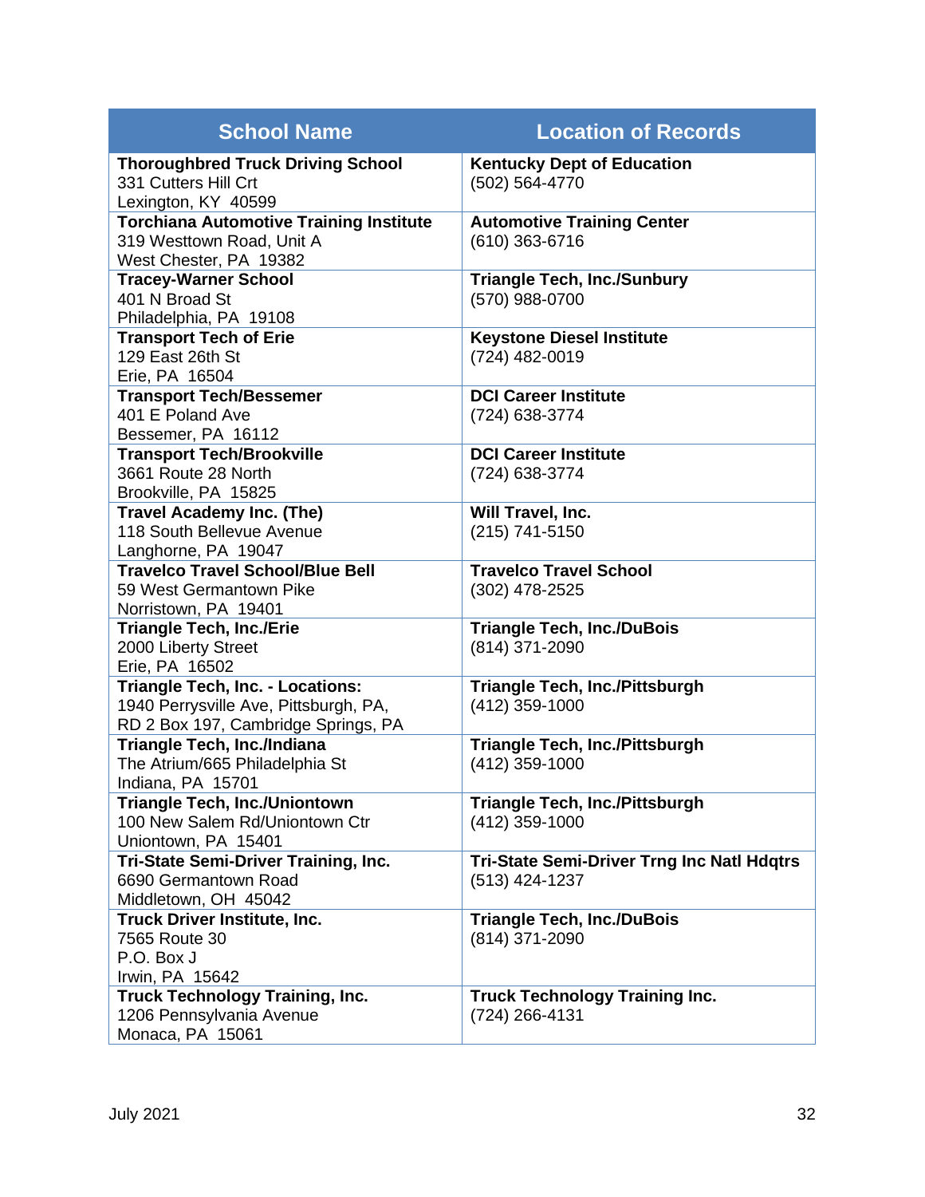| School Name | Location of Records |
|---|---|
| **Thoroughbred Truck Driving School**<br>331 Cutters Hill Crt<br>Lexington, KY 40599 | **Kentucky Dept of Education**<br>(502) 564-4770 |
| **Torchiana Automotive Training Institute**<br>319 Westtown Road, Unit A<br>West Chester, PA 19382 | **Automotive Training Center**<br>(610) 363-6716 |
| **Tracey-Warner School**<br>401 N Broad St<br>Philadelphia, PA 19108 | **Triangle Tech, Inc./Sunbury**<br>(570) 988-0700 |
| **Transport Tech of Erie**<br>129 East 26th St<br>Erie, PA 16504 | **Keystone Diesel Institute**<br>(724) 482-0019 |
| **Transport Tech/Bessemer**<br>401 E Poland Ave<br>Bessemer, PA 16112 | **DCI Career Institute**<br>(724) 638-3774 |
| **Transport Tech/Brookville**<br>3661 Route 28 North<br>Brookville, PA 15825 | **DCI Career Institute**<br>(724) 638-3774 |
| **Travel Academy Inc. (The)**<br>118 South Bellevue Avenue<br>Langhorne, PA 19047 | **Will Travel, Inc.**<br>(215) 741-5150 |
| **Travelco Travel School/Blue Bell**<br>59 West Germantown Pike<br>Norristown, PA 19401 | **Travelco Travel School**<br>(302) 478-2525 |
| **Triangle Tech, Inc./Erie**<br>2000 Liberty Street<br>Erie, PA 16502 | **Triangle Tech, Inc./DuBois**<br>(814) 371-2090 |
| **Triangle Tech, Inc. - Locations:**<br>1940 Perrysville Ave, Pittsburgh, PA,<br>RD 2 Box 197, Cambridge Springs, PA | **Triangle Tech, Inc./Pittsburgh**<br>(412) 359-1000 |
| **Triangle Tech, Inc./Indiana**<br>The Atrium/665 Philadelphia St<br>Indiana, PA 15701 | **Triangle Tech, Inc./Pittsburgh**<br>(412) 359-1000 |
| **Triangle Tech, Inc./Uniontown**<br>100 New Salem Rd/Uniontown Ctr<br>Uniontown, PA 15401 | **Triangle Tech, Inc./Pittsburgh**<br>(412) 359-1000 |
| **Tri-State Semi-Driver Training, Inc.**<br>6690 Germantown Road<br>Middletown, OH 45042 | **Tri-State Semi-Driver Trng Inc Natl Hdqtrs**<br>(513) 424-1237 |
| **Truck Driver Institute, Inc.**<br>7565 Route 30<br>P.O. Box J<br>Irwin, PA 15642 | **Triangle Tech, Inc./DuBois**<br>(814) 371-2090 |
| **Truck Technology Training, Inc.**<br>1206 Pennsylvania Avenue<br>Monaca, PA 15061 | **Truck Technology Training Inc.**<br>(724) 266-4131 |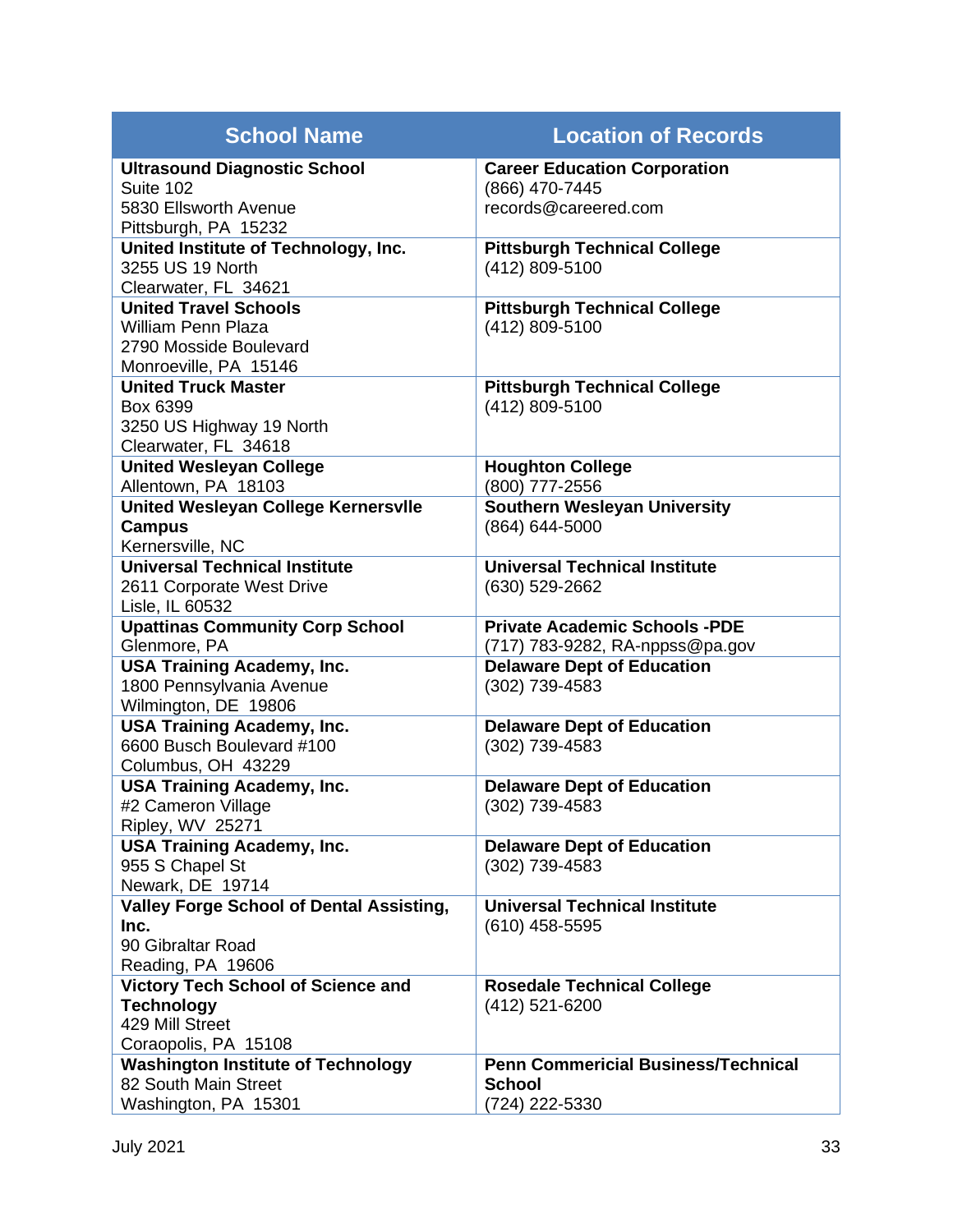| School Name | Location of Records |
|---|---|
| **Ultrasound Diagnostic School**<br>Suite 102<br>5830 Ellsworth Avenue<br>Pittsburgh, PA  15232 | **Career Education Corporation**<br>(866) 470-7445<br>records@careered.com |
| **United Institute of Technology, Inc.**<br>3255 US 19 North<br>Clearwater, FL  34621 | **Pittsburgh Technical College**<br>(412) 809-5100 |
| **United Travel Schools**<br>William Penn Plaza<br>2790 Mosside Boulevard<br>Monroeville, PA  15146 | **Pittsburgh Technical College**<br>(412) 809-5100 |
| **United Truck Master**<br>Box 6399<br>3250 US Highway 19 North<br>Clearwater, FL  34618 | **Pittsburgh Technical College**<br>(412) 809-5100 |
| **United Wesleyan College**<br>Allentown, PA  18103 | **Houghton College**<br>(800) 777-2556 |
| **United Wesleyan College Kernersvlle Campus**<br>Kernersville, NC | **Southern Wesleyan University**<br>(864) 644-5000 |
| **Universal Technical Institute**<br>2611 Corporate West Drive<br>Lisle, IL 60532 | **Universal Technical Institute**<br>(630) 529-2662 |
| **Upattinas Community Corp School**<br>Glenmore, PA | **Private Academic Schools -PDE**<br>(717) 783-9282, RA-nppss@pa.gov |
| **USA Training Academy, Inc.**<br>1800 Pennsylvania Avenue<br>Wilmington, DE  19806 | **Delaware Dept of Education**<br>(302) 739-4583 |
| **USA Training Academy, Inc.**<br>6600 Busch Boulevard #100<br>Columbus, OH  43229 | **Delaware Dept of Education**<br>(302) 739-4583 |
| **USA Training Academy, Inc.**<br>#2 Cameron Village<br>Ripley, WV  25271 | **Delaware Dept of Education**<br>(302) 739-4583 |
| **USA Training Academy, Inc.**<br>955 S Chapel St<br>Newark, DE  19714 | **Delaware Dept of Education**<br>(302) 739-4583 |
| **Valley Forge School of Dental Assisting, Inc.**<br>90 Gibraltar Road<br>Reading, PA  19606 | **Universal Technical Institute**<br>(610) 458-5595 |
| **Victory Tech School of Science and Technology**<br>429 Mill Street<br>Coraopolis, PA  15108 | **Rosedale Technical College**<br>(412) 521-6200 |
| **Washington Institute of Technology**<br>82 South Main Street<br>Washington, PA  15301 | **Penn Commericial Business/Technical School**<br>(724) 222-5330 |

July 2021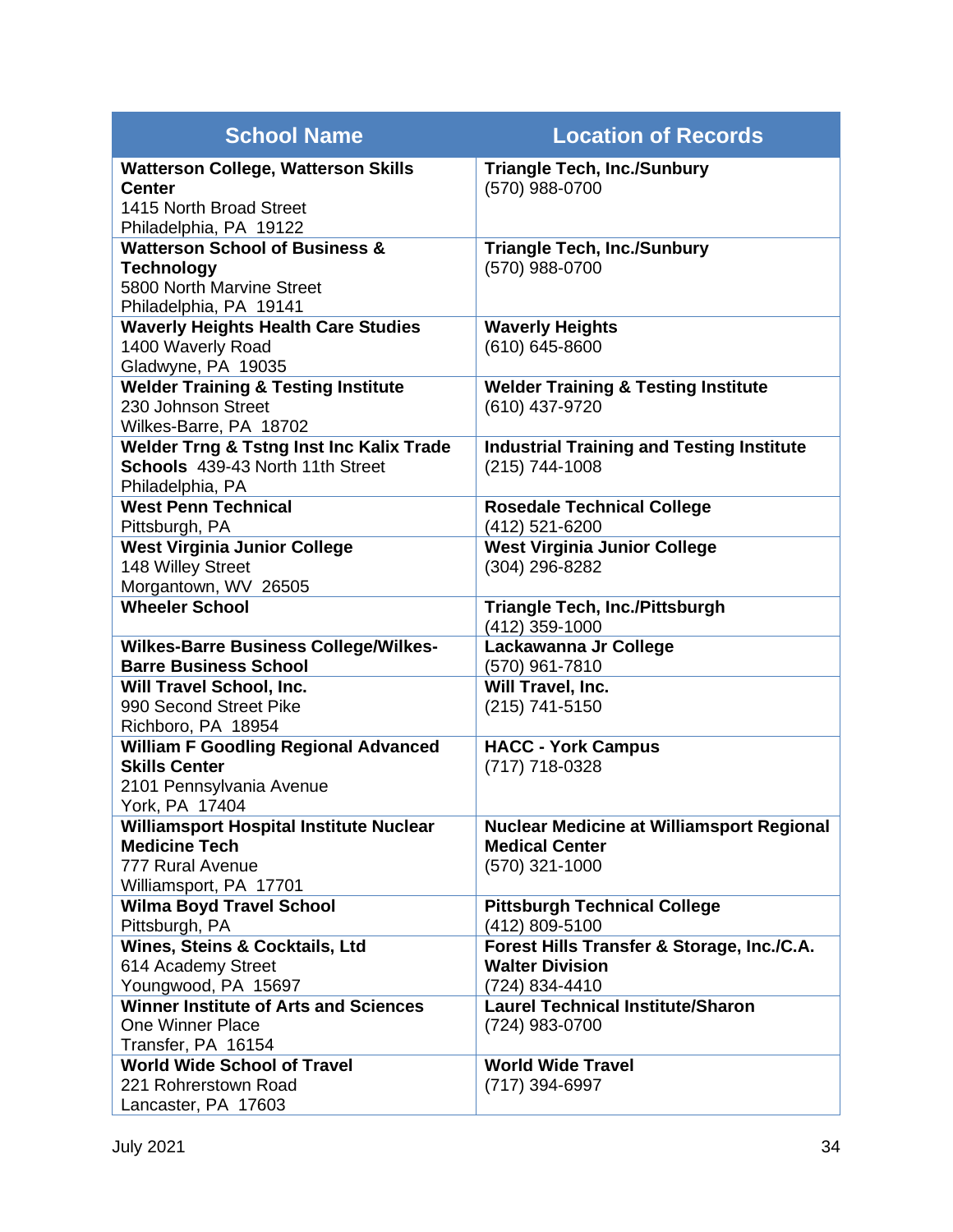| School Name | Location of Records |
|---|---|
| **Watterson College, Watterson Skills Center**<br>1415 North Broad Street<br>Philadelphia, PA 19122 | **Triangle Tech, Inc./Sunbury**<br>(570) 988-0700 |
| **Watterson School of Business & Technology**<br>5800 North Marvine Street<br>Philadelphia, PA 19141 | **Triangle Tech, Inc./Sunbury**<br>(570) 988-0700 |
| **Waverly Heights Health Care Studies**<br>1400 Waverly Road<br>Gladwyne, PA 19035 | **Waverly Heights**<br>(610) 645-8600 |
| **Welder Training & Testing Institute**<br>230 Johnson Street<br>Wilkes-Barre, PA 18702 | **Welder Training & Testing Institute**<br>(610) 437-9720 |
| **Welder Trng & Tstng Inst Inc Kalix Trade Schools** 439-43 North 11th Street<br>Philadelphia, PA | **Industrial Training and Testing Institute**<br>(215) 744-1008 |
| **West Penn Technical**<br>Pittsburgh, PA | **Rosedale Technical College**<br>(412) 521-6200 |
| **West Virginia Junior College**<br>148 Willey Street<br>Morgantown, WV 26505 | **West Virginia Junior College**<br>(304) 296-8282 |
| **Wheeler School** | **Triangle Tech, Inc./Pittsburgh**<br>(412) 359-1000 |
| **Wilkes-Barre Business College/Wilkes-Barre Business School** | **Lackawanna Jr College**<br>(570) 961-7810 |
| **Will Travel School, Inc.**<br>990 Second Street Pike<br>Richboro, PA 18954 | **Will Travel, Inc.**<br>(215) 741-5150 |
| **William F Goodling Regional Advanced Skills Center**<br>2101 Pennsylvania Avenue<br>York, PA 17404 | **HACC - York Campus**<br>(717) 718-0328 |
| **Williamsport Hospital Institute Nuclear Medicine Tech**<br>777 Rural Avenue<br>Williamsport, PA 17701 | **Nuclear Medicine at Williamsport Regional Medical Center**<br>(570) 321-1000 |
| **Wilma Boyd Travel School**<br>Pittsburgh, PA | **Pittsburgh Technical College**<br>(412) 809-5100 |
| **Wines, Steins & Cocktails, Ltd**<br>614 Academy Street<br>Youngwood, PA 15697 | **Forest Hills Transfer & Storage, Inc./C.A. Walter Division**<br>(724) 834-4410 |
| **Winner Institute of Arts and Sciences**<br>One Winner Place<br>Transfer, PA 16154 | **Laurel Technical Institute/Sharon**<br>(724) 983-0700 |
| **World Wide School of Travel**<br>221 Rohrerstown Road<br>Lancaster, PA 17603 | **World Wide Travel**<br>(717) 394-6997 |

July 2021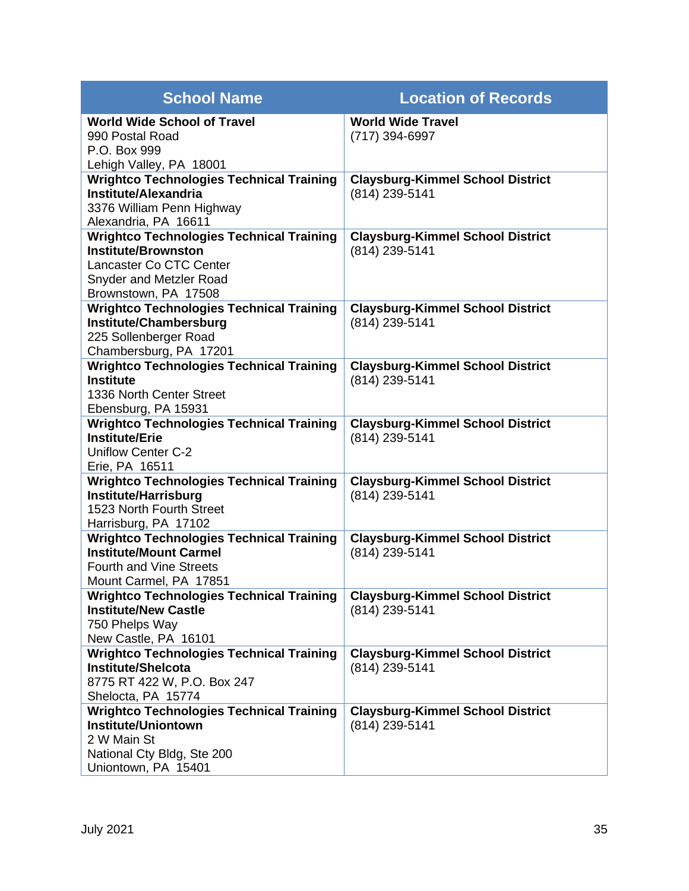| School Name | Location of Records |
|---|---|
| **World Wide School of Travel**<br>990 Postal Road<br>P.O. Box 999<br>Lehigh Valley, PA 18001 | **World Wide Travel**<br>(717) 394-6997 |
| **Wrightco Technologies Technical Training Institute/Alexandria**<br>3376 William Penn Highway<br>Alexandria, PA 16611 | **Claysburg-Kimmel School District**<br>(814) 239-5141 |
| **Wrightco Technologies Technical Training Institute/Brownston**<br>Lancaster Co CTC Center<br>Snyder and Metzler Road<br>Brownstown, PA 17508 | **Claysburg-Kimmel School District**<br>(814) 239-5141 |
| **Wrightco Technologies Technical Training Institute/Chambersburg**<br>225 Sollenberger Road<br>Chambersburg, PA 17201 | **Claysburg-Kimmel School District**<br>(814) 239-5141 |
| **Wrightco Technologies Technical Training Institute**<br>1336 North Center Street<br>Ebensburg, PA 15931 | **Claysburg-Kimmel School District**<br>(814) 239-5141 |
| **Wrightco Technologies Technical Training Institute/Erie**<br>Uniflow Center C-2<br>Erie, PA 16511 | **Claysburg-Kimmel School District**<br>(814) 239-5141 |
| **Wrightco Technologies Technical Training Institute/Harrisburg**<br>1523 North Fourth Street<br>Harrisburg, PA 17102 | **Claysburg-Kimmel School District**<br>(814) 239-5141 |
| **Wrightco Technologies Technical Training Institute/Mount Carmel**<br>Fourth and Vine Streets<br>Mount Carmel, PA 17851 | **Claysburg-Kimmel School District**<br>(814) 239-5141 |
| **Wrightco Technologies Technical Training Institute/New Castle**<br>750 Phelps Way<br>New Castle, PA 16101 | **Claysburg-Kimmel School District**<br>(814) 239-5141 |
| **Wrightco Technologies Technical Training Institute/Shelcota**<br>8775 RT 422 W, P.O. Box 247<br>Shelocta, PA 15774 | **Claysburg-Kimmel School District**<br>(814) 239-5141 |
| **Wrightco Technologies Technical Training Institute/Uniontown**<br>2 W Main St<br>National Cty Bldg, Ste 200<br>Uniontown, PA 15401 | **Claysburg-Kimmel School District**<br>(814) 239-5141 |

July 2021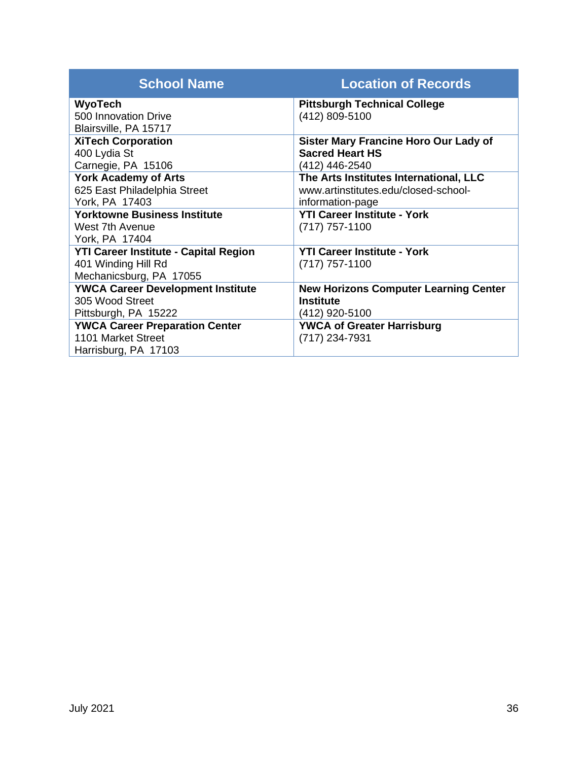| School Name | Location of Records |
|---|---|
| **WyoTech**<br>500 Innovation Drive<br>Blairsville, PA 15717 | **Pittsburgh Technical College**<br>(412) 809-5100 |
| **XiTech Corporation**<br>400 Lydia St<br>Carnegie, PA 15106 | **Sister Mary Francine Horo Our Lady of Sacred Heart HS**<br>(412) 446-2540 |
| **York Academy of Arts**<br>625 East Philadelphia Street<br>York, PA 17403 | **The Arts Institutes International, LLC**<br>www.artinstitutes.edu/closed-school-information-page |
| **Yorktowne Business Institute**<br>West 7th Avenue<br>York, PA 17404 | **YTI Career Institute - York**<br>(717) 757-1100 |
| **YTI Career Institute - Capital Region**<br>401 Winding Hill Rd<br>Mechanicsburg, PA 17055 | **YTI Career Institute - York**<br>(717) 757-1100 |
| **YWCA Career Development Institute**<br>305 Wood Street<br>Pittsburgh, PA 15222 | **New Horizons Computer Learning Center Institute**<br>(412) 920-5100 |
| **YWCA Career Preparation Center**<br>1101 Market Street<br>Harrisburg, PA 17103 | **YWCA of Greater Harrisburg**<br>(717) 234-7931 |